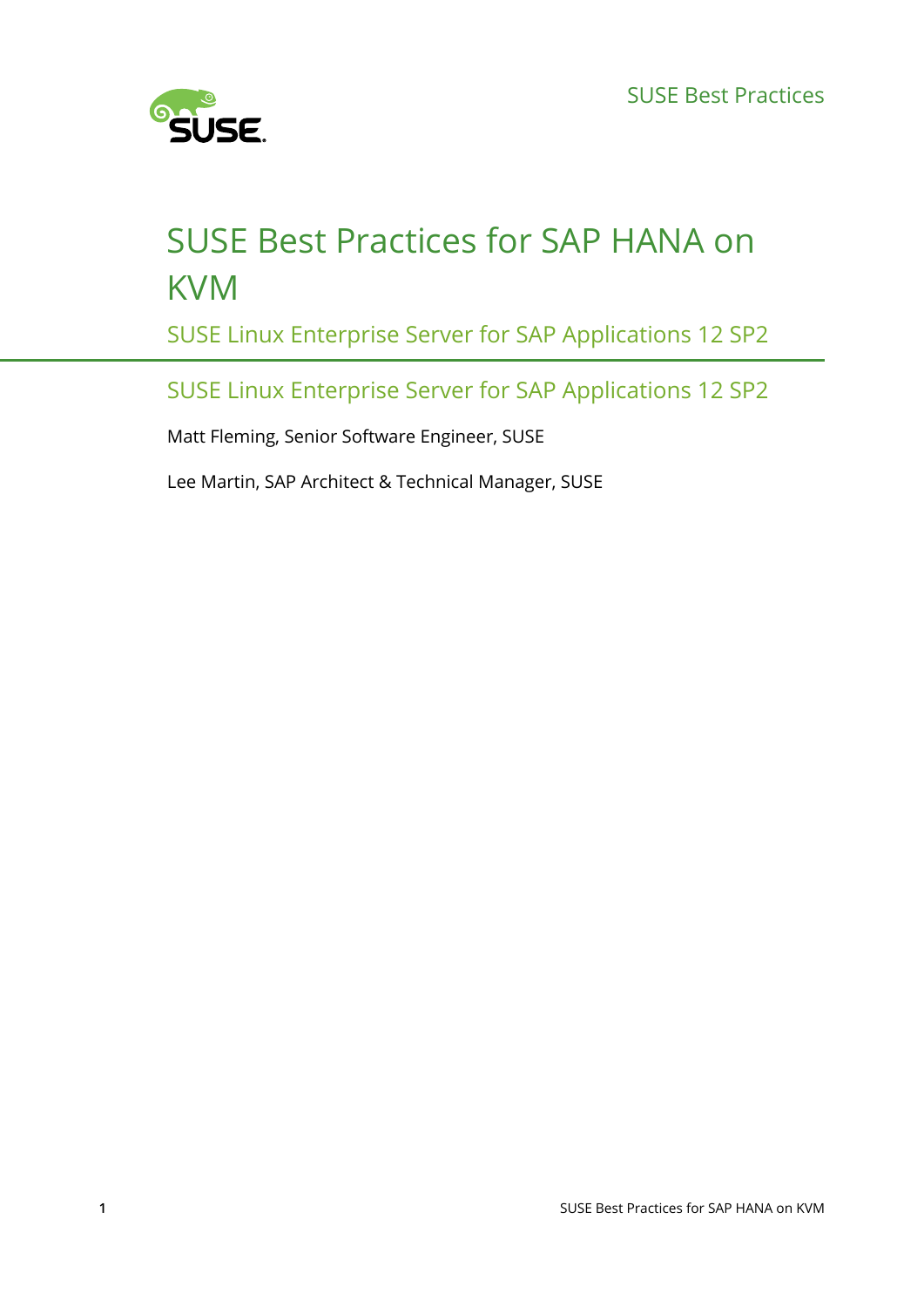# SUSE Best Practices for SAP HANA on KVM

SUSE Linux Enterprise Server for SAP Applications 12 SP2

## SUSE Linux Enterprise Server for SAP Applications 12 SP2

Matt Fleming, Senior Software Engineer, SUSE

Lee Martin, SAP Architect & Technical Manager, SUSE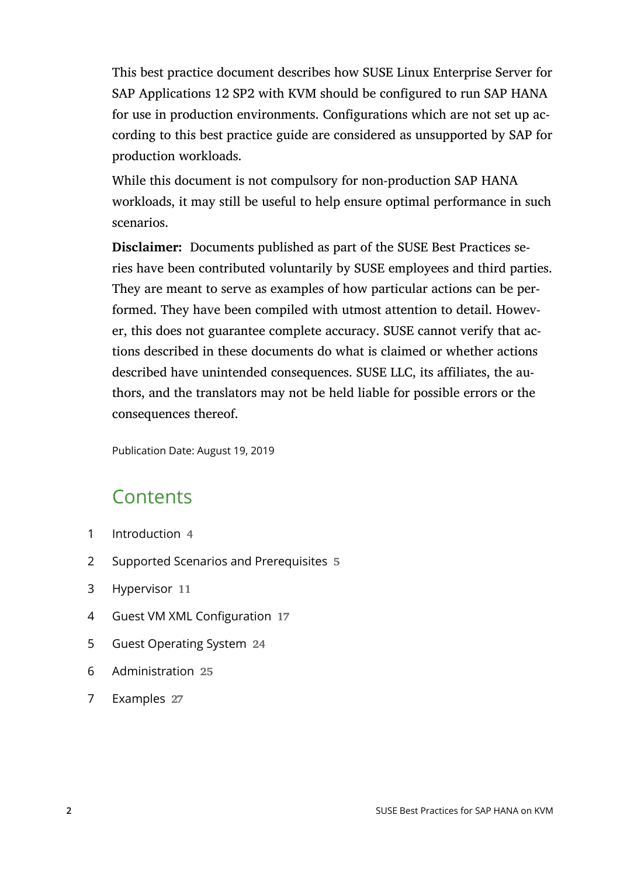This best practice document describes how SUSE Linux Enterprise Server for SAP Applications 12 SP2 with KVM should be configured to run SAP HANA for use in production environments. Configurations which are not set up according to this best practice guide are considered as unsupported by SAP for production workloads.

While this document is not compulsory for non-production SAP HANA workloads, it may still be useful to help ensure optimal performance in such scenarios.

**Disclaimer:** Documents published as part of the SUSE Best Practices series have been contributed voluntarily by SUSE employees and third parties. They are meant to serve as examples of how particular actions can be performed. They have been compiled with utmost attention to detail. However, this does not guarantee complete accuracy. SUSE cannot verify that actions described in these documents do what is claimed or whether actions described have unintended consequences. SUSE LLC, its affiliates, the authors, and the translators may not be held liable for possible errors or the consequences thereof.

Publication Date: August 19, 2019

## Contents

1 Introduction 4

2 Supported Scenarios and Prerequisites 5

3 Hypervisor 11

4 Guest VM XML Configuration 17

5 Guest Operating System 24

6 Administration 25

7 Examples 27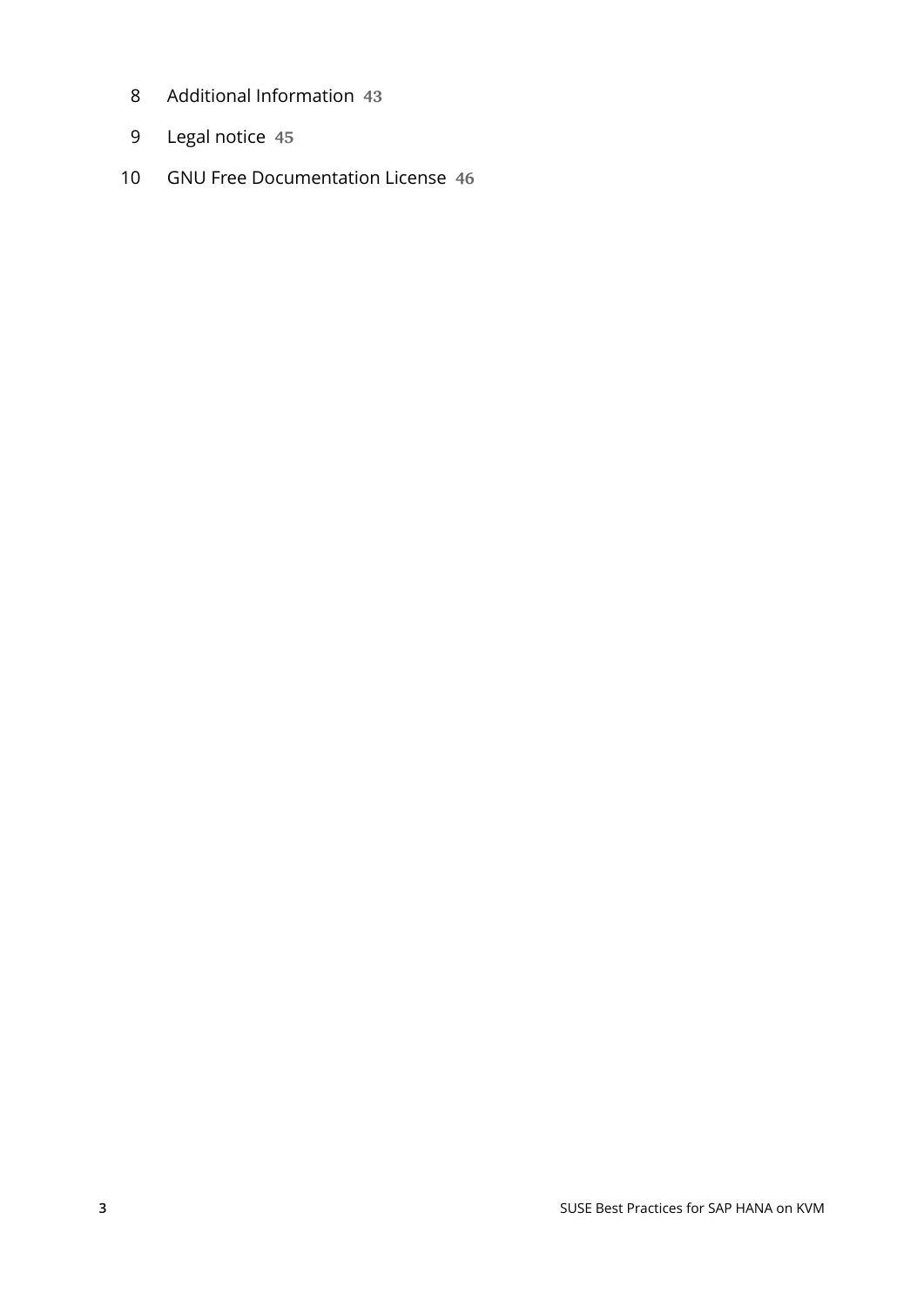8 Additional Information 43

9 Legal notice 45

10 GNU Free Documentation License 46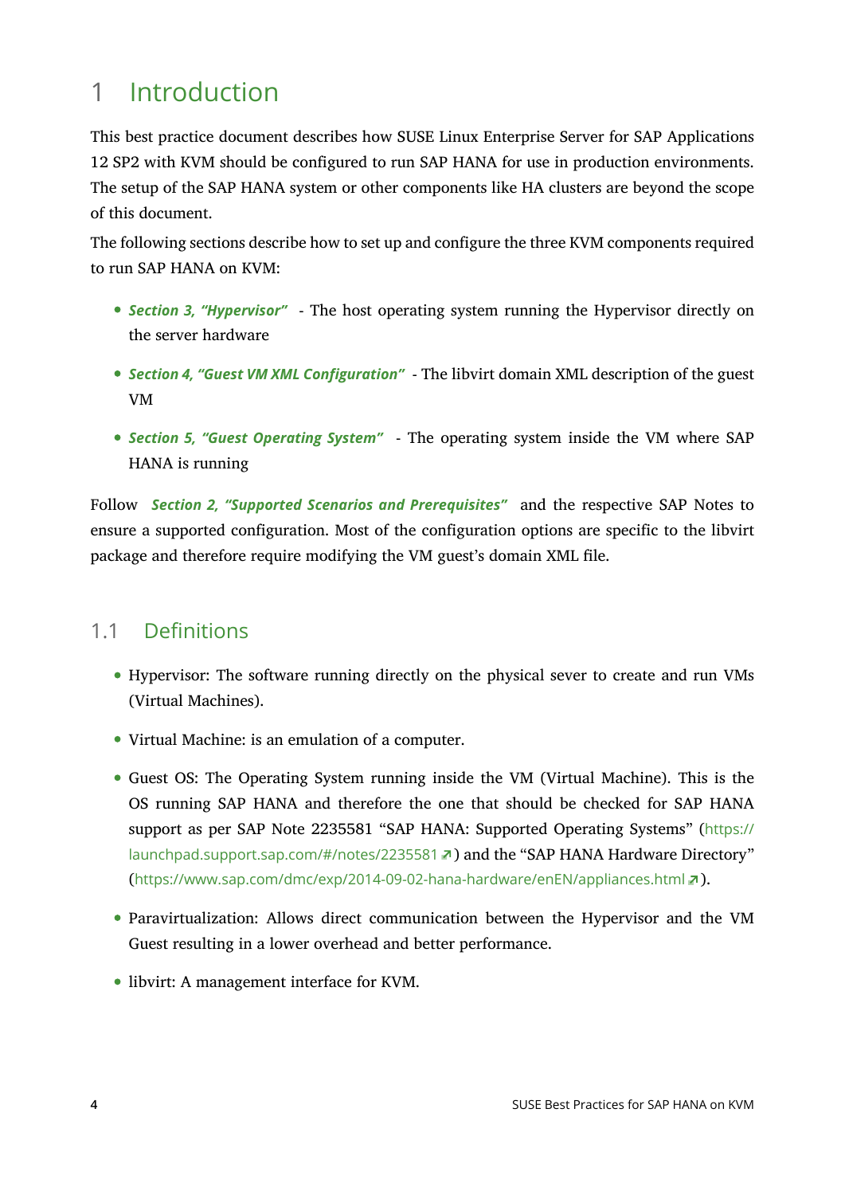# 1 Introduction

This best practice document describes how SUSE Linux Enterprise Server for SAP Applications 12 SP2 with KVM should be configured to run SAP HANA for use in production environments. The setup of the SAP HANA system or other components like HA clusters are beyond the scope of this document.

The following sections describe how to set up and configure the three KVM components required to run SAP HANA on KVM:

- ***Section 3, "Hypervisor"*** - The host operating system running the Hypervisor directly on the server hardware
- ***Section 4, "Guest VM XML Configuration"*** - The libvirt domain XML description of the guest VM
- ***Section 5, "Guest Operating System"*** - The operating system inside the VM where SAP HANA is running

Follow ***Section 2, "Supported Scenarios and Prerequisites"*** and the respective SAP Notes to ensure a supported configuration. Most of the configuration options are specific to the libvirt package and therefore require modifying the VM guest's domain XML file.

## 1.1 Definitions

- Hypervisor: The software running directly on the physical sever to create and run VMs (Virtual Machines).
- Virtual Machine: is an emulation of a computer.
- Guest OS: The Operating System running inside the VM (Virtual Machine). This is the OS running SAP HANA and therefore the one that should be checked for SAP HANA support as per SAP Note 2235581 "SAP HANA: Supported Operating Systems" (https://launchpad.support.sap.com/#/notes/2235581) and the "SAP HANA Hardware Directory" (https://www.sap.com/dmc/exp/2014-09-02-hana-hardware/enEN/appliances.html).
- Paravirtualization: Allows direct communication between the Hypervisor and the VM Guest resulting in a lower overhead and better performance.
- libvirt: A management interface for KVM.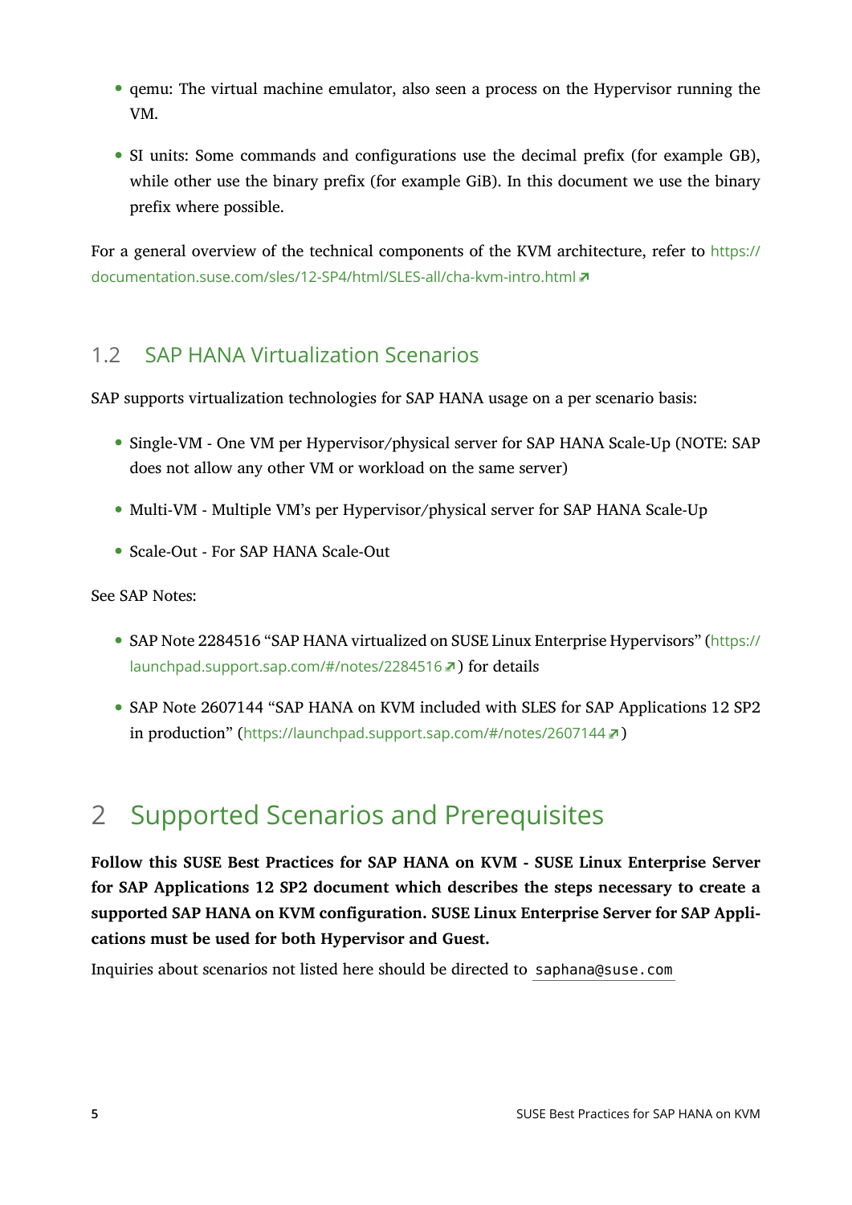- qemu: The virtual machine emulator, also seen a process on the Hypervisor running the VM.
- SI units: Some commands and configurations use the decimal prefix (for example GB), while other use the binary prefix (for example GiB). In this document we use the binary prefix where possible.

For a general overview of the technical components of the KVM architecture, refer to https://documentation.suse.com/sles/12-SP4/html/SLES-all/cha-kvm-intro.html

## 1.2 SAP HANA Virtualization Scenarios

SAP supports virtualization technologies for SAP HANA usage on a per scenario basis:

- Single-VM - One VM per Hypervisor/physical server for SAP HANA Scale-Up (NOTE: SAP does not allow any other VM or workload on the same server)
- Multi-VM - Multiple VM's per Hypervisor/physical server for SAP HANA Scale-Up
- Scale-Out - For SAP HANA Scale-Out

See SAP Notes:

- SAP Note 2284516 "SAP HANA virtualized on SUSE Linux Enterprise Hypervisors" (https://launchpad.support.sap.com/#/notes/2284516) for details
- SAP Note 2607144 "SAP HANA on KVM included with SLES for SAP Applications 12 SP2 in production" (https://launchpad.support.sap.com/#/notes/2607144)

# 2 Supported Scenarios and Prerequisites

**Follow this SUSE Best Practices for SAP HANA on KVM - SUSE Linux Enterprise Server for SAP Applications 12 SP2 document which describes the steps necessary to create a supported SAP HANA on KVM configuration. SUSE Linux Enterprise Server for SAP Applications must be used for both Hypervisor and Guest.**

Inquiries about scenarios not listed here should be directed to `saphana@suse.com`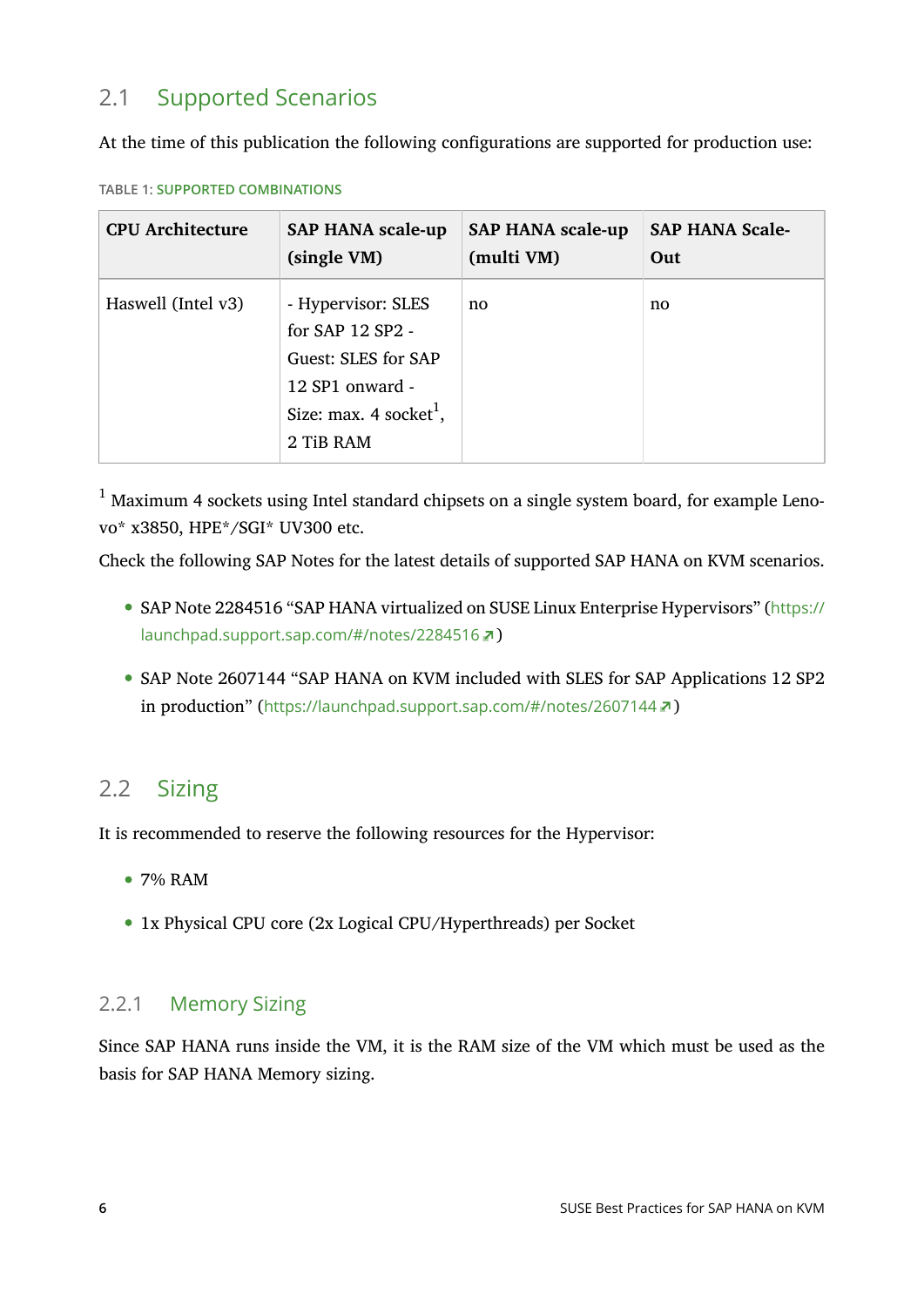## 2.1 Supported Scenarios

At the time of this publication the following configurations are supported for production use:

TABLE 1: SUPPORTED COMBINATIONS

| CPU Architecture | SAP HANA scale-up (single VM) | SAP HANA scale-up (multi VM) | SAP HANA Scale-Out |
|---|---|---|---|
| Haswell (Intel v3) | - Hypervisor: SLES for SAP 12 SP2 - Guest: SLES for SAP 12 SP1 onward - Size: max. 4 socket[1], 2 TiB RAM | no | no |

[1] Maximum 4 sockets using Intel standard chipsets on a single system board, for example Lenovo* x3850, HPE*/SGI* UV300 etc.

Check the following SAP Notes for the latest details of supported SAP HANA on KVM scenarios.

- SAP Note 2284516 “SAP HANA virtualized on SUSE Linux Enterprise Hypervisors” (https://launchpad.support.sap.com/#/notes/2284516)
- SAP Note 2607144 “SAP HANA on KVM included with SLES for SAP Applications 12 SP2 in production” (https://launchpad.support.sap.com/#/notes/2607144)

## 2.2 Sizing

It is recommended to reserve the following resources for the Hypervisor:

- 7% RAM
- 1x Physical CPU core (2x Logical CPU/Hyperthreads) per Socket

### 2.2.1 Memory Sizing

Since SAP HANA runs inside the VM, it is the RAM size of the VM which must be used as the basis for SAP HANA Memory sizing.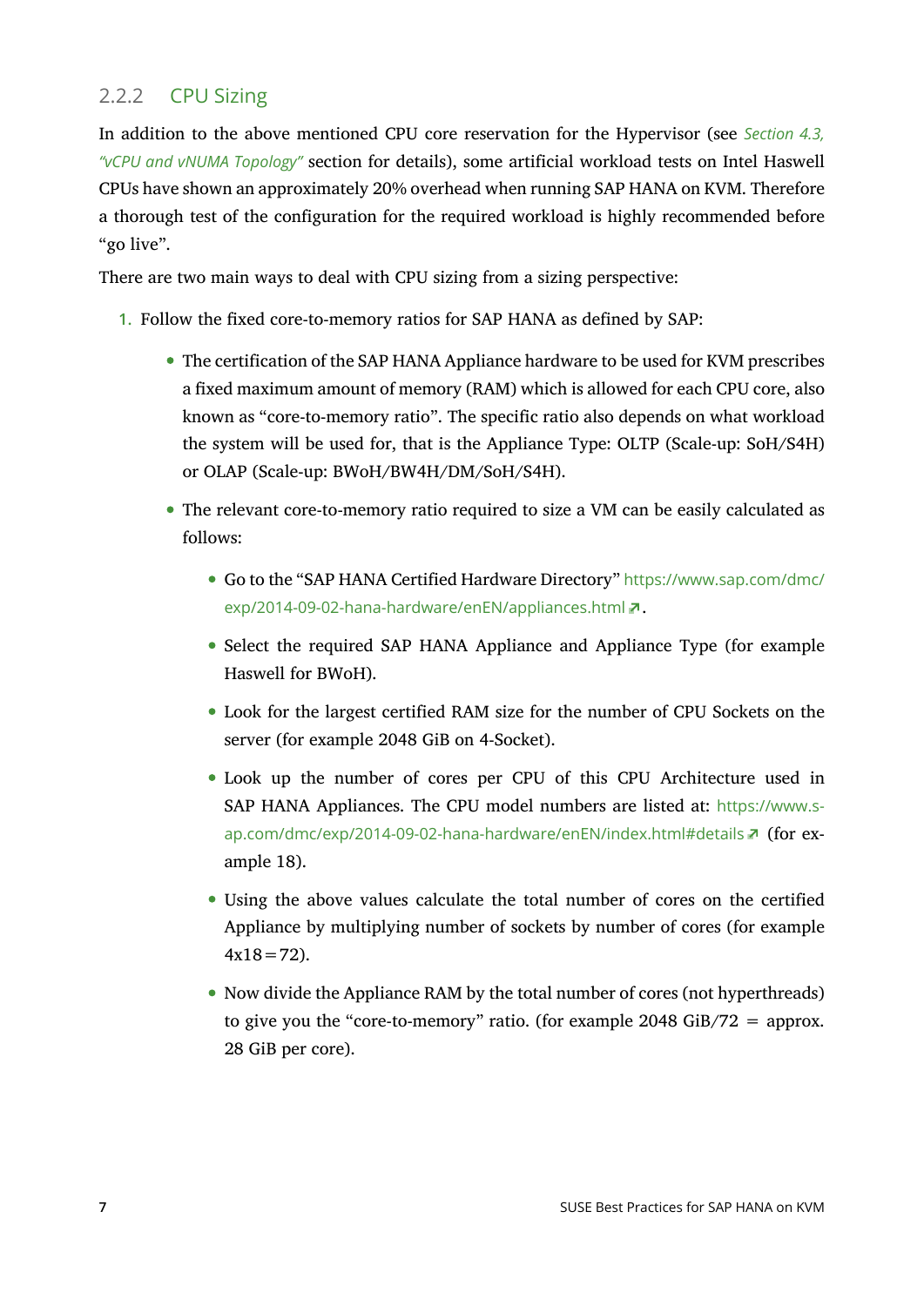### 2.2.2 CPU Sizing

In addition to the above mentioned CPU core reservation for the Hypervisor (see *Section 4.3, "vCPU and vNUMA Topology"* section for details), some artificial workload tests on Intel Haswell CPUs have shown an approximately 20% overhead when running SAP HANA on KVM. Therefore a thorough test of the configuration for the required workload is highly recommended before "go live".

There are two main ways to deal with CPU sizing from a sizing perspective:

1. Follow the fixed core-to-memory ratios for SAP HANA as defined by SAP:
   - The certification of the SAP HANA Appliance hardware to be used for KVM prescribes a fixed maximum amount of memory (RAM) which is allowed for each CPU core, also known as "core-to-memory ratio". The specific ratio also depends on what workload the system will be used for, that is the Appliance Type: OLTP (Scale-up: SoH/S4H) or OLAP (Scale-up: BWoH/BW4H/DM/SoH/S4H).
   - The relevant core-to-memory ratio required to size a VM can be easily calculated as follows:
     - Go to the "SAP HANA Certified Hardware Directory" https://www.sap.com/dmc/exp/2014-09-02-hana-hardware/enEN/appliances.html.
     - Select the required SAP HANA Appliance and Appliance Type (for example Haswell for BWoH).
     - Look for the largest certified RAM size for the number of CPU Sockets on the server (for example 2048 GiB on 4-Socket).
     - Look up the number of cores per CPU of this CPU Architecture used in SAP HANA Appliances. The CPU model numbers are listed at: https://www.sap.com/dmc/exp/2014-09-02-hana-hardware/enEN/index.html#details (for example 18).
     - Using the above values calculate the total number of cores on the certified Appliance by multiplying number of sockets by number of cores (for example 4x18=72).
     - Now divide the Appliance RAM by the total number of cores (not hyperthreads) to give you the "core-to-memory" ratio. (for example 2048 GiB/72 = approx. 28 GiB per core).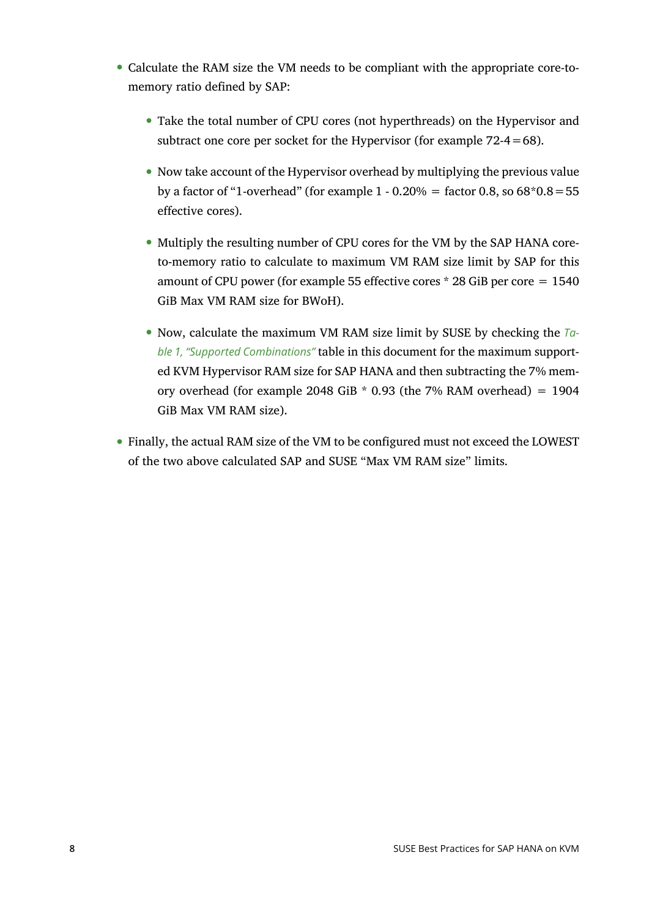- Calculate the RAM size the VM needs to be compliant with the appropriate core-to-memory ratio defined by SAP:
  - Take the total number of CPU cores (not hyperthreads) on the Hypervisor and subtract one core per socket for the Hypervisor (for example 72-4=68).
  - Now take account of the Hypervisor overhead by multiplying the previous value by a factor of "1-overhead" (for example 1 - 0.20% = factor 0.8, so 68*0.8=55 effective cores).
  - Multiply the resulting number of CPU cores for the VM by the SAP HANA core-to-memory ratio to calculate to maximum VM RAM size limit by SAP for this amount of CPU power (for example 55 effective cores * 28 GiB per core = 1540 GiB Max VM RAM size for BWoH).
  - Now, calculate the maximum VM RAM size limit by SUSE by checking the *Table 1, "Supported Combinations"* table in this document for the maximum supported KVM Hypervisor RAM size for SAP HANA and then subtracting the 7% memory overhead (for example 2048 GiB * 0.93 (the 7% RAM overhead) = 1904 GiB Max VM RAM size).
- Finally, the actual RAM size of the VM to be configured must not exceed the LOWEST of the two above calculated SAP and SUSE "Max VM RAM size" limits.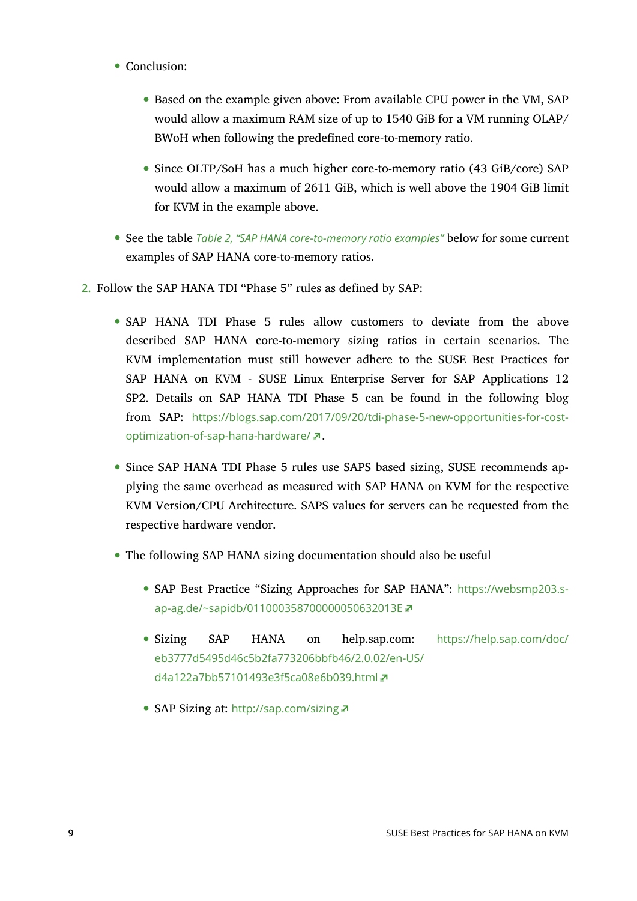- Conclusion:
  - Based on the example given above: From available CPU power in the VM, SAP would allow a maximum RAM size of up to 1540 GiB for a VM running OLAP/ BWoH when following the predefined core-to-memory ratio.
  - Since OLTP/SoH has a much higher core-to-memory ratio (43 GiB/core) SAP would allow a maximum of 2611 GiB, which is well above the 1904 GiB limit for KVM in the example above.
- See the table *Table 2, "SAP HANA core-to-memory ratio examples"* below for some current examples of SAP HANA core-to-memory ratios.

2. Follow the SAP HANA TDI "Phase 5" rules as defined by SAP:
   - SAP HANA TDI Phase 5 rules allow customers to deviate from the above described SAP HANA core-to-memory sizing ratios in certain scenarios. The KVM implementation must still however adhere to the SUSE Best Practices for SAP HANA on KVM - SUSE Linux Enterprise Server for SAP Applications 12 SP2. Details on SAP HANA TDI Phase 5 can be found in the following blog from SAP: https://blogs.sap.com/2017/09/20/tdi-phase-5-new-opportunities-for-cost-optimization-of-sap-hana-hardware/.
   - Since SAP HANA TDI Phase 5 rules use SAPS based sizing, SUSE recommends applying the same overhead as measured with SAP HANA on KVM for the respective KVM Version/CPU Architecture. SAPS values for servers can be requested from the respective hardware vendor.
   - The following SAP HANA sizing documentation should also be useful
     - SAP Best Practice "Sizing Approaches for SAP HANA": https://websmp203.sap-ag.de/~sapidb/011000358700000050632013E
     - Sizing SAP HANA on help.sap.com: https://help.sap.com/doc/eb3777d5495d46c5b2fa773206bbfb46/2.0.02/en-US/d4a122a7bb57101493e3f5ca08e6b039.html
     - SAP Sizing at: http://sap.com/sizing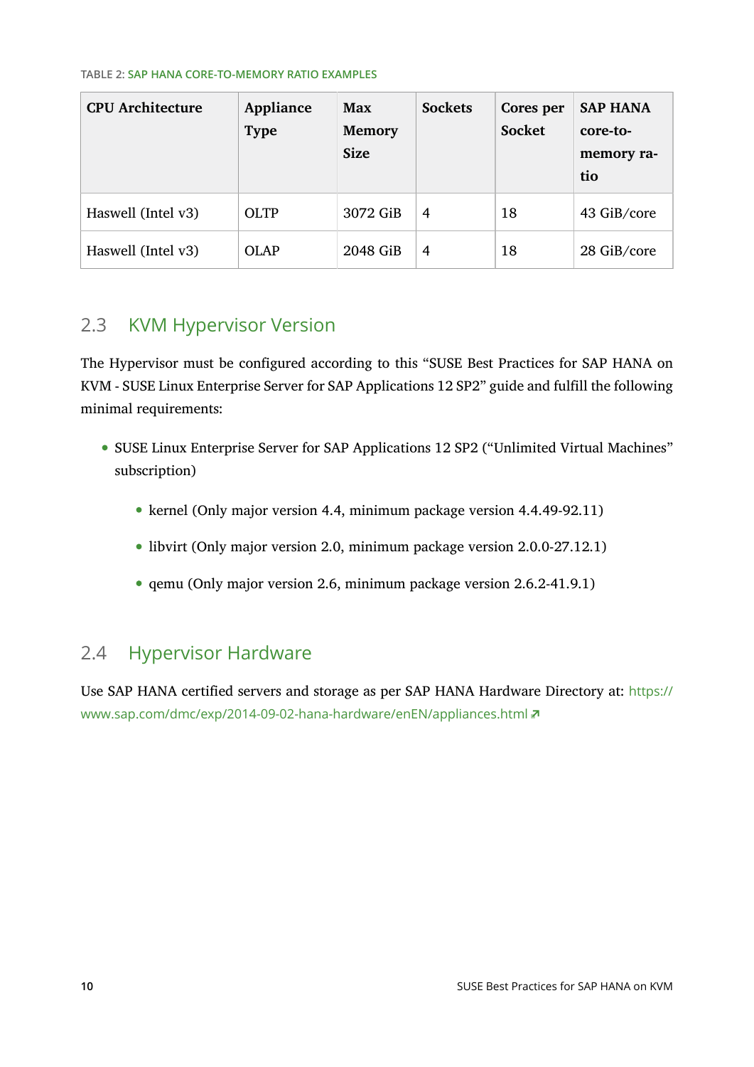TABLE 2: SAP HANA CORE-TO-MEMORY RATIO EXAMPLES

| CPU Architecture | Appliance Type | Max Memory Size | Sockets | Cores per Socket | SAP HANA core-to-memory ratio |
|---|---|---|---|---|---|
| Haswell (Intel v3) | OLTP | 3072 GiB | 4 | 18 | 43 GiB/core |
| Haswell (Intel v3) | OLAP | 2048 GiB | 4 | 18 | 28 GiB/core |

## 2.3 KVM Hypervisor Version

The Hypervisor must be configured according to this "SUSE Best Practices for SAP HANA on KVM - SUSE Linux Enterprise Server for SAP Applications 12 SP2" guide and fulfill the following minimal requirements:

- SUSE Linux Enterprise Server for SAP Applications 12 SP2 ("Unlimited Virtual Machines" subscription)
  - kernel (Only major version 4.4, minimum package version 4.4.49-92.11)
  - libvirt (Only major version 2.0, minimum package version 2.0.0-27.12.1)
  - qemu (Only major version 2.6, minimum package version 2.6.2-41.9.1)

## 2.4 Hypervisor Hardware

Use SAP HANA certified servers and storage as per SAP HANA Hardware Directory at: https://www.sap.com/dmc/exp/2014-09-02-hana-hardware/enEN/appliances.html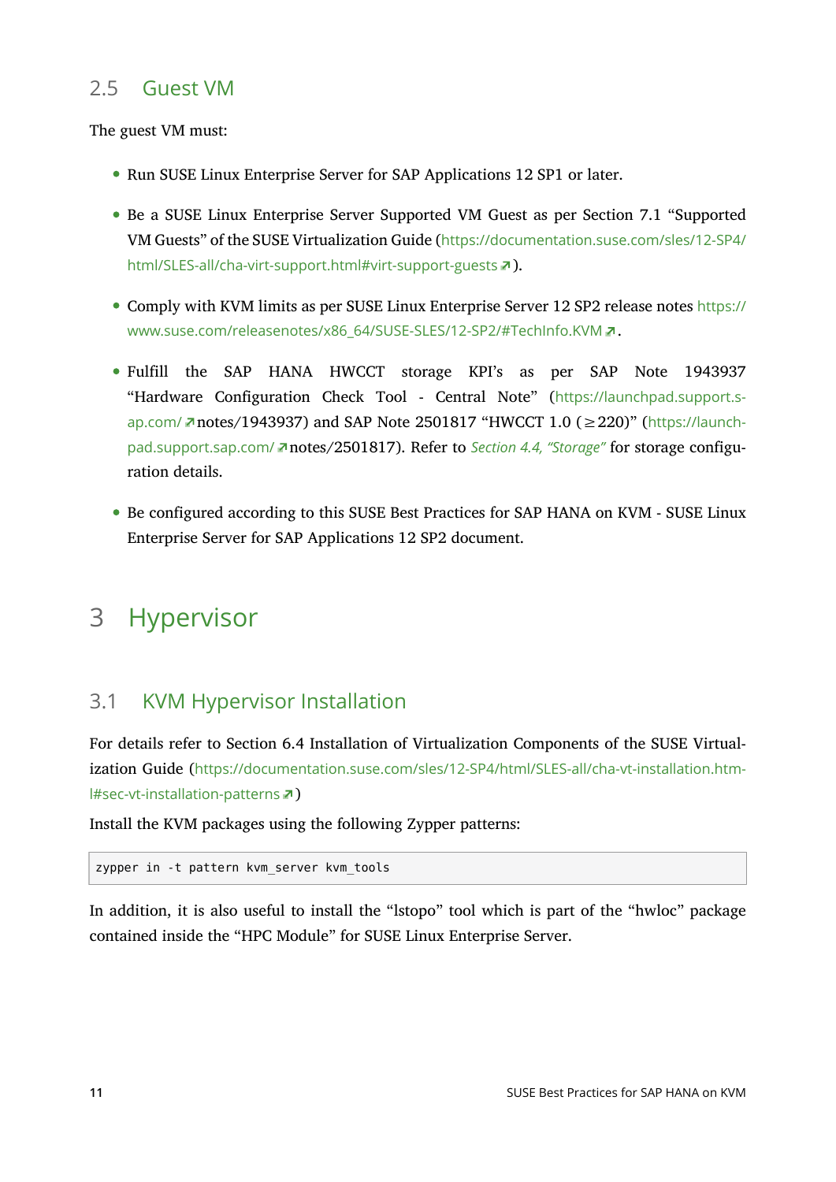### 2.5 Guest VM

The guest VM must:

- Run SUSE Linux Enterprise Server for SAP Applications 12 SP1 or later.
- Be a SUSE Linux Enterprise Server Supported VM Guest as per Section 7.1 "Supported VM Guests" of the SUSE Virtualization Guide (https://documentation.suse.com/sles/12-SP4/html/SLES-all/cha-virt-support.html#virt-support-guests).
- Comply with KVM limits as per SUSE Linux Enterprise Server 12 SP2 release notes https://www.suse.com/releasenotes/x86_64/SUSE-SLES/12-SP2/#TechInfo.KVM.
- Fulfill the SAP HANA HWCCT storage KPI's as per SAP Note 1943937 "Hardware Configuration Check Tool - Central Note" (https://launchpad.support.sap.com/notes/1943937) and SAP Note 2501817 "HWCCT 1.0 (≥220)" (https://launchpad.support.sap.com/notes/2501817). Refer to *Section 4.4, "Storage"* for storage configuration details.
- Be configured according to this SUSE Best Practices for SAP HANA on KVM - SUSE Linux Enterprise Server for SAP Applications 12 SP2 document.

# 3 Hypervisor

## 3.1 KVM Hypervisor Installation

For details refer to Section 6.4 Installation of Virtualization Components of the SUSE Virtualization Guide (https://documentation.suse.com/sles/12-SP4/html/SLES-all/cha-vt-installation.html#sec-vt-installation-patterns)

Install the KVM packages using the following Zypper patterns:

```
zypper in -t pattern kvm_server kvm_tools
```

In addition, it is also useful to install the "lstopo" tool which is part of the "hwloc" package contained inside the "HPC Module" for SUSE Linux Enterprise Server.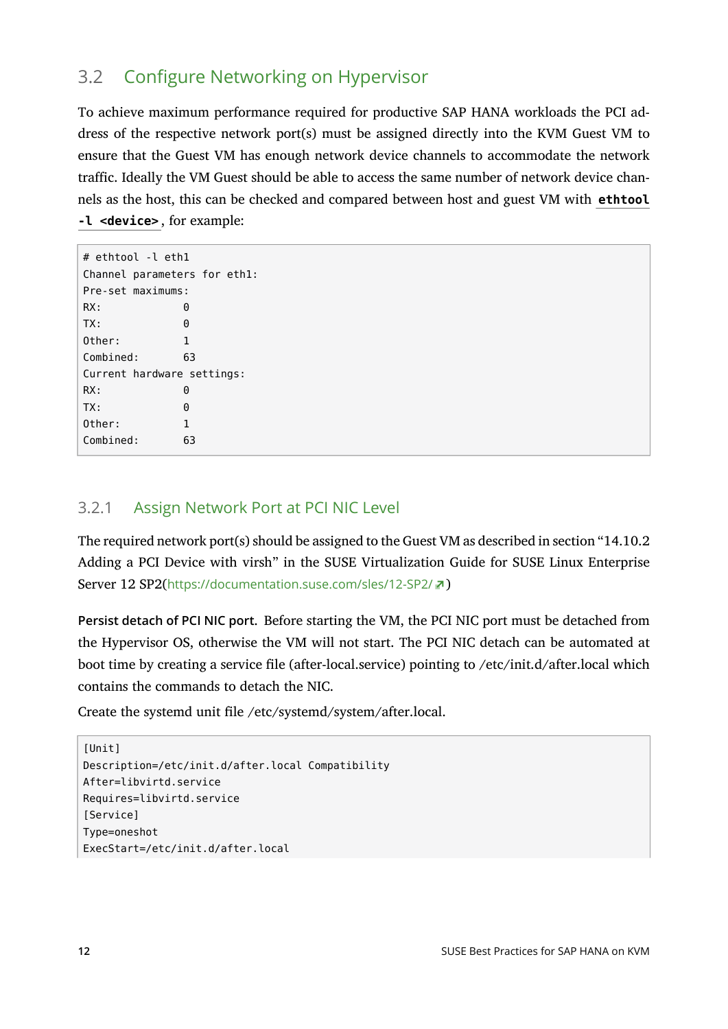## 3.2 Configure Networking on Hypervisor

To achieve maximum performance required for productive SAP HANA workloads the PCI address of the respective network port(s) must be assigned directly into the KVM Guest VM to ensure that the Guest VM has enough network device channels to accommodate the network traffic. Ideally the VM Guest should be able to access the same number of network device channels as the host, this can be checked and compared between host and guest VM with **`ethtool -l <device>`**, for example:

```
# ethtool -l eth1
Channel parameters for eth1:
Pre-set maximums:
RX:             0
TX:             0
Other:          1
Combined:       63
Current hardware settings:
RX:             0
TX:             0
Other:          1
Combined:       63
```

### 3.2.1 Assign Network Port at PCI NIC Level

The required network port(s) should be assigned to the Guest VM as described in section “14.10.2 Adding a PCI Device with virsh” in the SUSE Virtualization Guide for SUSE Linux Enterprise Server 12 SP2(https://documentation.suse.com/sles/12-SP2/)

**Persist detach of PCI NIC port.** Before starting the VM, the PCI NIC port must be detached from the Hypervisor OS, otherwise the VM will not start. The PCI NIC detach can be automated at boot time by creating a service file (after-local.service) pointing to /etc/init.d/after.local which contains the commands to detach the NIC.

Create the systemd unit file /etc/systemd/system/after.local.

```
[Unit]
Description=/etc/init.d/after.local Compatibility
After=libvirtd.service
Requires=libvirtd.service
[Service]
Type=oneshot
ExecStart=/etc/init.d/after.local
```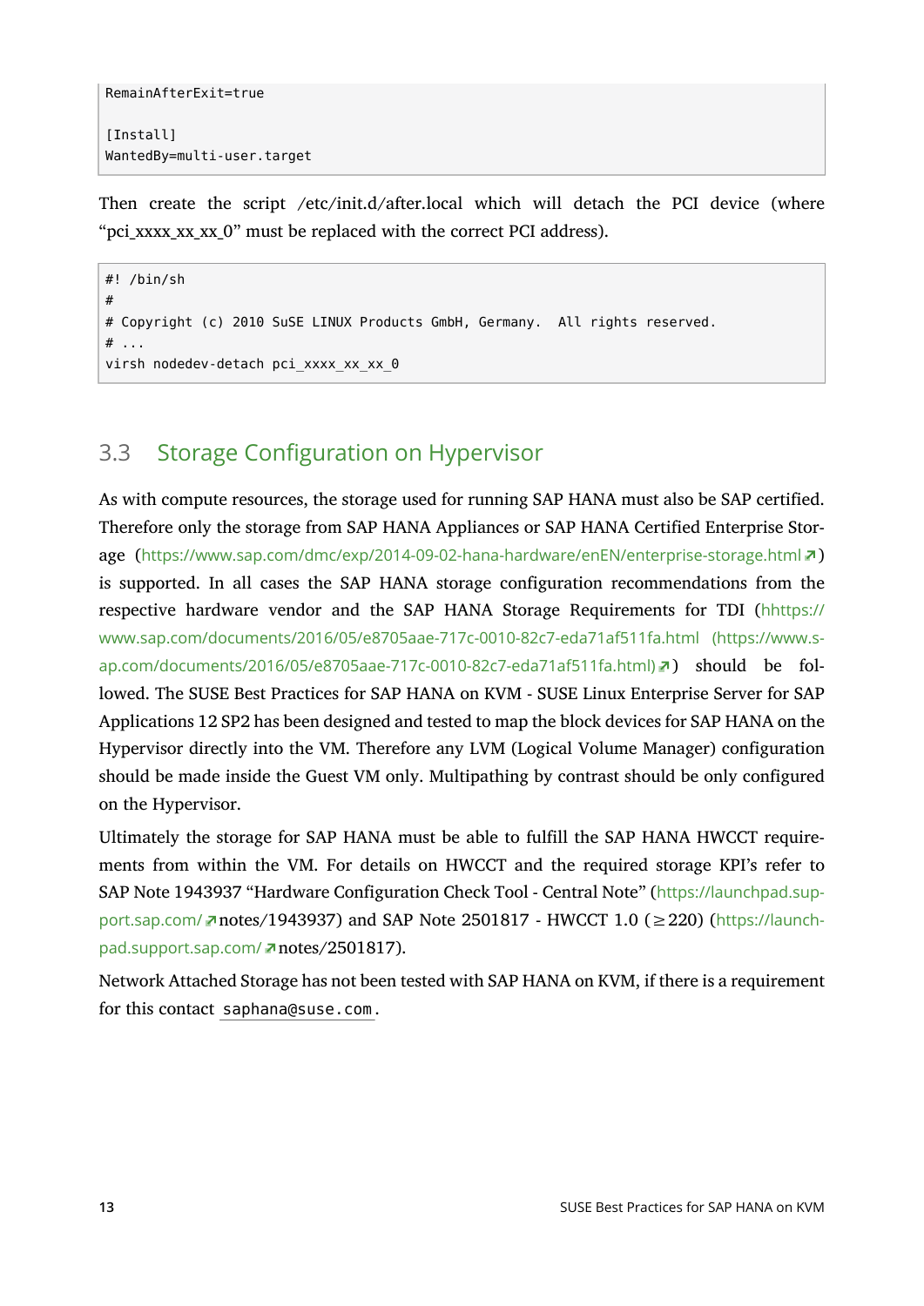```
RemainAfterExit=true

[Install]
WantedBy=multi-user.target
```

Then create the script /etc/init.d/after.local which will detach the PCI device (where "pci_xxxx_xx_xx_0" must be replaced with the correct PCI address).

```
#! /bin/sh
#
# Copyright (c) 2010 SuSE LINUX Products GmbH, Germany.  All rights reserved.
# ...
virsh nodedev-detach pci_xxxx_xx_xx_0
```

## 3.3 Storage Configuration on Hypervisor

As with compute resources, the storage used for running SAP HANA must also be SAP certified. Therefore only the storage from SAP HANA Appliances or SAP HANA Certified Enterprise Storage (https://www.sap.com/dmc/exp/2014-09-02-hana-hardware/enEN/enterprise-storage.html) is supported. In all cases the SAP HANA storage configuration recommendations from the respective hardware vendor and the SAP HANA Storage Requirements for TDI (hhttps://www.sap.com/documents/2016/05/e8705aae-717c-0010-82c7-eda71af511fa.html (https://www.sap.com/documents/2016/05/e8705aae-717c-0010-82c7-eda71af511fa.html)) should be followed. The SUSE Best Practices for SAP HANA on KVM - SUSE Linux Enterprise Server for SAP Applications 12 SP2 has been designed and tested to map the block devices for SAP HANA on the Hypervisor directly into the VM. Therefore any LVM (Logical Volume Manager) configuration should be made inside the Guest VM only. Multipathing by contrast should be only configured on the Hypervisor.

Ultimately the storage for SAP HANA must be able to fulfill the SAP HANA HWCCT requirements from within the VM. For details on HWCCT and the required storage KPI's refer to SAP Note 1943937 "Hardware Configuration Check Tool - Central Note" (https://launchpad.support.sap.com/notes/1943937) and SAP Note 2501817 - HWCCT 1.0 (≥220) (https://launchpad.support.sap.com/notes/2501817).

Network Attached Storage has not been tested with SAP HANA on KVM, if there is a requirement for this contact saphana@suse.com.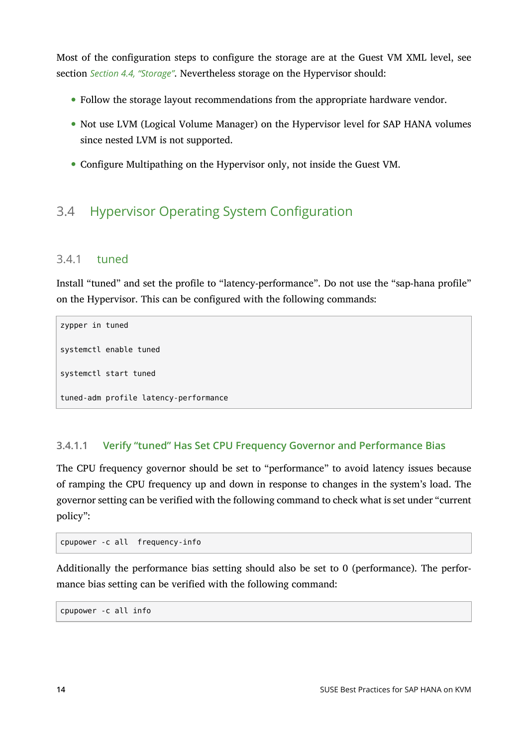Most of the configuration steps to configure the storage are at the Guest VM XML level, see section *Section 4.4, “Storage”*. Nevertheless storage on the Hypervisor should:

- Follow the storage layout recommendations from the appropriate hardware vendor.
- Not use LVM (Logical Volume Manager) on the Hypervisor level for SAP HANA volumes since nested LVM is not supported.
- Configure Multipathing on the Hypervisor only, not inside the Guest VM.

## 3.4 Hypervisor Operating System Configuration

### 3.4.1 tuned

Install “tuned” and set the profile to “latency-performance”. Do not use the “sap-hana profile” on the Hypervisor. This can be configured with the following commands:

```
zypper in tuned

systemctl enable tuned

systemctl start tuned

tuned-adm profile latency-performance
```

#### 3.4.1.1 Verify “tuned” Has Set CPU Frequency Governor and Performance Bias

The CPU frequency governor should be set to “performance” to avoid latency issues because of ramping the CPU frequency up and down in response to changes in the system’s load. The governor setting can be verified with the following command to check what is set under “current policy”:

```
cpupower -c all  frequency-info
```

Additionally the performance bias setting should also be set to 0 (performance). The performance bias setting can be verified with the following command:

```
cpupower -c all info
```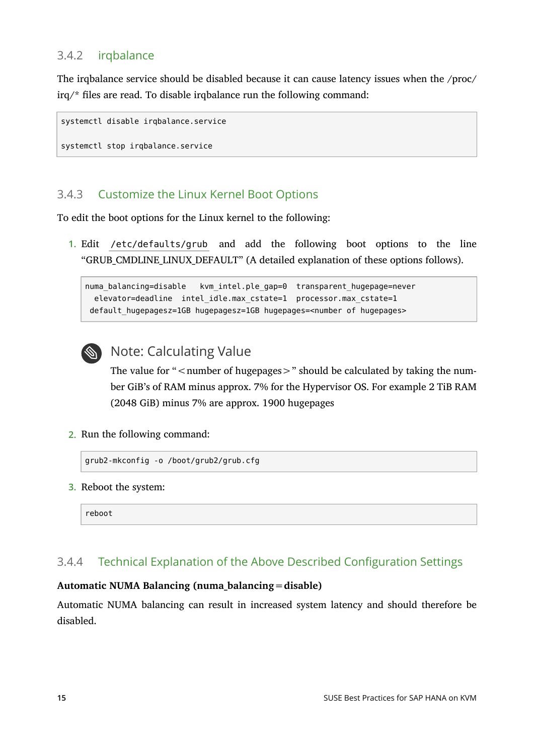### 3.4.2 irqbalance

The irqbalance service should be disabled because it can cause latency issues when the /proc/irq/* files are read. To disable irqbalance run the following command:

```
systemctl disable irqbalance.service

systemctl stop irqbalance.service
```

### 3.4.3 Customize the Linux Kernel Boot Options

To edit the boot options for the Linux kernel to the following:

1. Edit `/etc/defaults/grub` and add the following boot options to the line "GRUB_CMDLINE_LINUX_DEFAULT" (A detailed explanation of these options follows).

```
numa_balancing=disable   kvm_intel.ple_gap=0  transparent_hugepage=never
  elevator=deadline  intel_idle.max_cstate=1  processor.max_cstate=1
 default_hugepagesz=1GB hugepagesz=1GB hugepages=<number of hugepages>
```

> **Note: Calculating Value**
>
> The value for "<number of hugepages>" should be calculated by taking the number GiB's of RAM minus approx. 7% for the Hypervisor OS. For example 2 TiB RAM (2048 GiB) minus 7% are approx. 1900 hugepages

2. Run the following command:

```
grub2-mkconfig -o /boot/grub2/grub.cfg
```

3. Reboot the system:

```
reboot
```

### 3.4.4 Technical Explanation of the Above Described Configuration Settings

**Automatic NUMA Balancing (numa_balancing=disable)**

Automatic NUMA balancing can result in increased system latency and should therefore be disabled.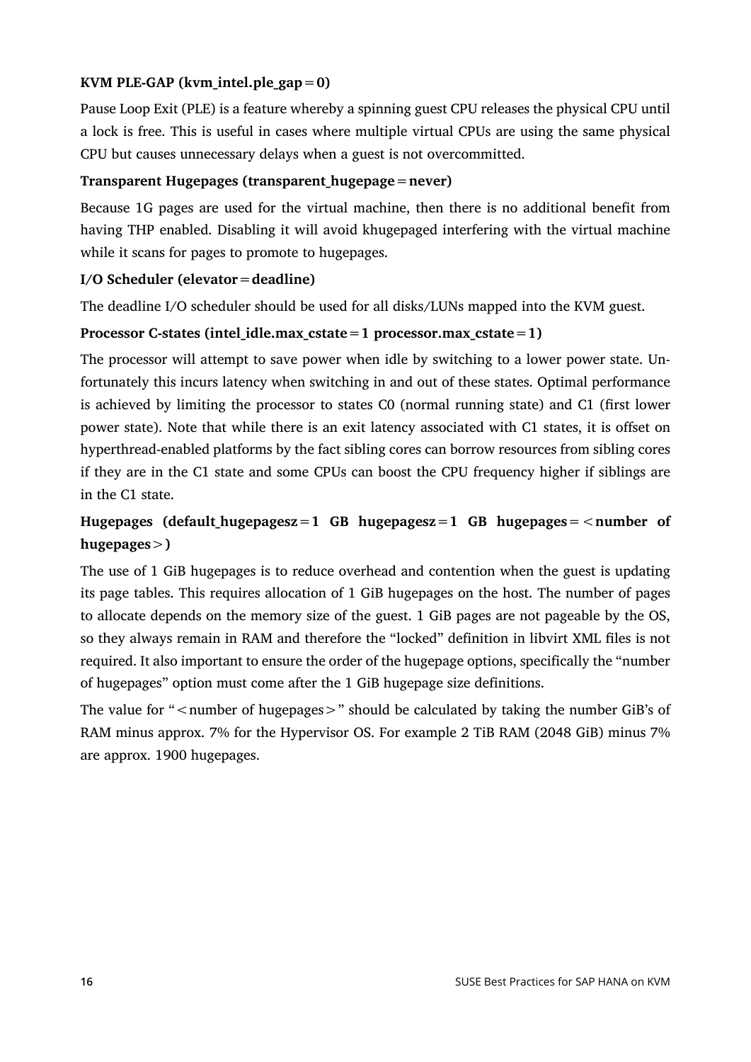**KVM PLE-GAP (kvm_intel.ple_gap=0)**

Pause Loop Exit (PLE) is a feature whereby a spinning guest CPU releases the physical CPU until a lock is free. This is useful in cases where multiple virtual CPUs are using the same physical CPU but causes unnecessary delays when a guest is not overcommitted.

**Transparent Hugepages (transparent_hugepage=never)**

Because 1G pages are used for the virtual machine, then there is no additional benefit from having THP enabled. Disabling it will avoid khugepaged interfering with the virtual machine while it scans for pages to promote to hugepages.

**I/O Scheduler (elevator=deadline)**

The deadline I/O scheduler should be used for all disks/LUNs mapped into the KVM guest.

**Processor C-states (intel_idle.max_cstate=1 processor.max_cstate=1)**

The processor will attempt to save power when idle by switching to a lower power state. Unfortunately this incurs latency when switching in and out of these states. Optimal performance is achieved by limiting the processor to states C0 (normal running state) and C1 (first lower power state). Note that while there is an exit latency associated with C1 states, it is offset on hyperthread-enabled platforms by the fact sibling cores can borrow resources from sibling cores if they are in the C1 state and some CPUs can boost the CPU frequency higher if siblings are in the C1 state.

**Hugepages (default_hugepagesz=1 GB hugepagesz=1 GB hugepages=<number of hugepages>)**

The use of 1 GiB hugepages is to reduce overhead and contention when the guest is updating its page tables. This requires allocation of 1 GiB hugepages on the host. The number of pages to allocate depends on the memory size of the guest. 1 GiB pages are not pageable by the OS, so they always remain in RAM and therefore the “locked” definition in libvirt XML files is not required. It also important to ensure the order of the hugepage options, specifically the “number of hugepages” option must come after the 1 GiB hugepage size definitions.

The value for “<number of hugepages>” should be calculated by taking the number GiB’s of RAM minus approx. 7% for the Hypervisor OS. For example 2 TiB RAM (2048 GiB) minus 7% are approx. 1900 hugepages.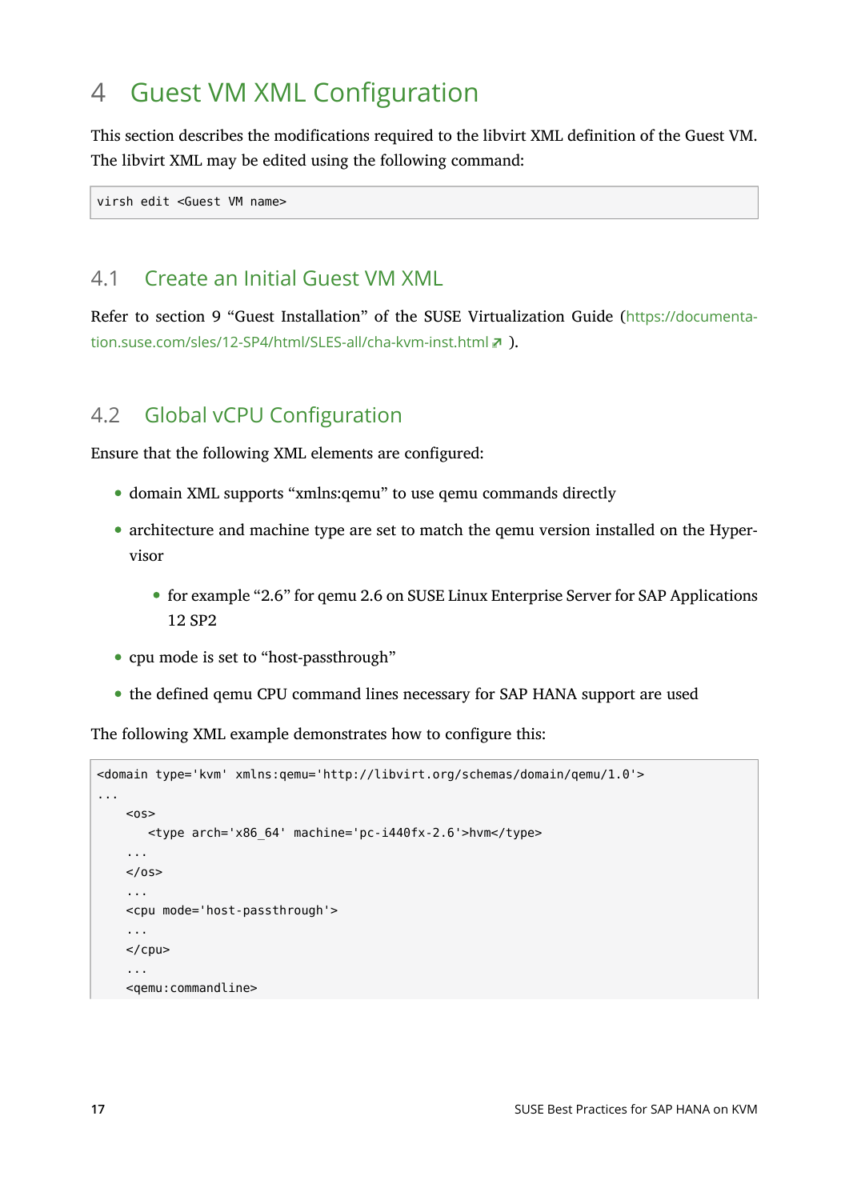# 4 Guest VM XML Configuration

This section describes the modifications required to the libvirt XML definition of the Guest VM. The libvirt XML may be edited using the following command:

```
virsh edit <Guest VM name>
```

## 4.1 Create an Initial Guest VM XML

Refer to section 9 “Guest Installation” of the SUSE Virtualization Guide (https://documentation.suse.com/sles/12-SP4/html/SLES-all/cha-kvm-inst.html ).

## 4.2 Global vCPU Configuration

Ensure that the following XML elements are configured:

- domain XML supports “xmlns:qemu” to use qemu commands directly
- architecture and machine type are set to match the qemu version installed on the Hypervisor
  - for example “2.6” for qemu 2.6 on SUSE Linux Enterprise Server for SAP Applications 12 SP2
- cpu mode is set to “host-passthrough”
- the defined qemu CPU command lines necessary for SAP HANA support are used

The following XML example demonstrates how to configure this:

```
<domain type='kvm' xmlns:qemu='http://libvirt.org/schemas/domain/qemu/1.0'>
...
    <os>
       <type arch='x86_64' machine='pc-i440fx-2.6'>hvm</type>
    ...
    </os>
    ...
    <cpu mode='host-passthrough'>
    ...
    </cpu>
    ...
    <qemu:commandline>
```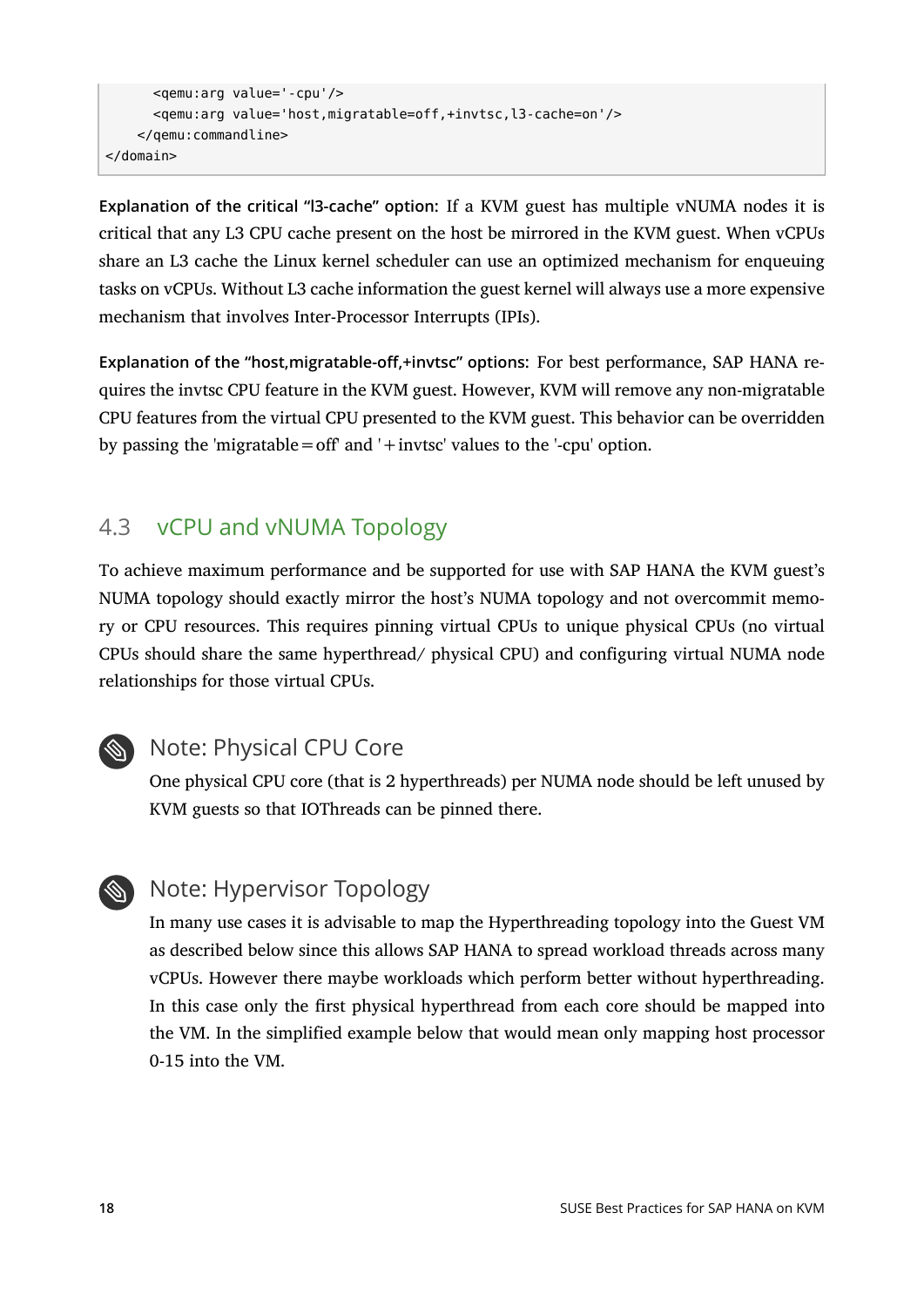```
      <qemu:arg value='-cpu'/>
      <qemu:arg value='host,migratable=off,+invtsc,l3-cache=on'/>
    </qemu:commandline>
</domain>
```

**Explanation of the critical “l3-cache” option:** If a KVM guest has multiple vNUMA nodes it is critical that any L3 CPU cache present on the host be mirrored in the KVM guest. When vCPUs share an L3 cache the Linux kernel scheduler can use an optimized mechanism for enqueuing tasks on vCPUs. Without L3 cache information the guest kernel will always use a more expensive mechanism that involves Inter-Processor Interrupts (IPIs).

**Explanation of the “host,migratable-off,+invtsc” options:** For best performance, SAP HANA requires the invtsc CPU feature in the KVM guest. However, KVM will remove any non-migratable CPU features from the virtual CPU presented to the KVM guest. This behavior can be overridden by passing the 'migratable=off' and '+invtsc' values to the '-cpu' option.

## 4.3 vCPU and vNUMA Topology

To achieve maximum performance and be supported for use with SAP HANA the KVM guest’s NUMA topology should exactly mirror the host’s NUMA topology and not overcommit memory or CPU resources. This requires pinning virtual CPUs to unique physical CPUs (no virtual CPUs should share the same hyperthread/ physical CPU) and configuring virtual NUMA node relationships for those virtual CPUs.

### Note: Physical CPU Core

One physical CPU core (that is 2 hyperthreads) per NUMA node should be left unused by KVM guests so that IOThreads can be pinned there.

### Note: Hypervisor Topology

In many use cases it is advisable to map the Hyperthreading topology into the Guest VM as described below since this allows SAP HANA to spread workload threads across many vCPUs. However there maybe workloads which perform better without hyperthreading. In this case only the first physical hyperthread from each core should be mapped into the VM. In the simplified example below that would mean only mapping host processor 0-15 into the VM.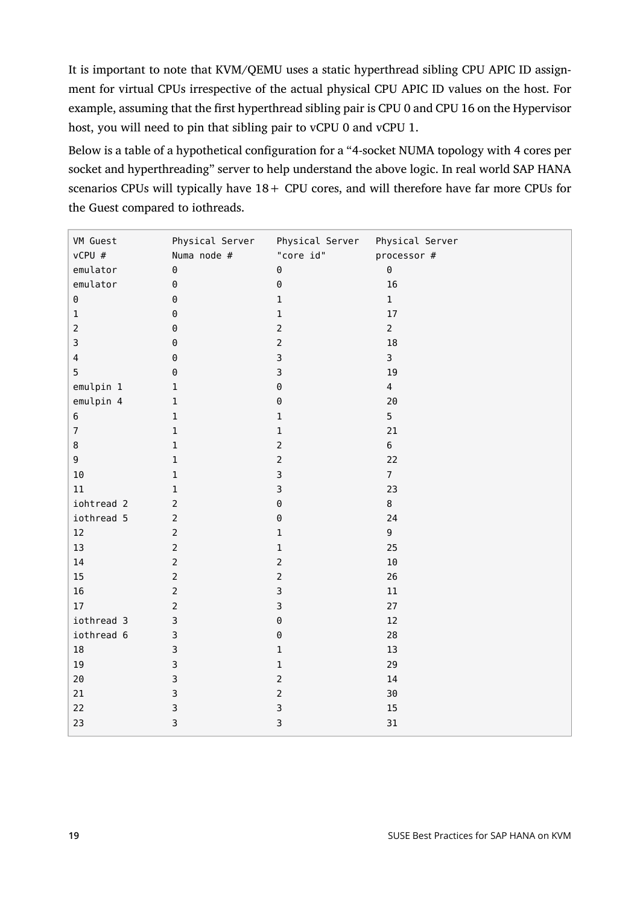It is important to note that KVM/QEMU uses a static hyperthread sibling CPU APIC ID assignment for virtual CPUs irrespective of the actual physical CPU APIC ID values on the host. For example, assuming that the first hyperthread sibling pair is CPU 0 and CPU 16 on the Hypervisor host, you will need to pin that sibling pair to vCPU 0 and vCPU 1.

Below is a table of a hypothetical configuration for a “4-socket NUMA topology with 4 cores per socket and hyperthreading” server to help understand the above logic. In real world SAP HANA scenarios CPUs will typically have 18+ CPU cores, and will therefore have far more CPUs for the Guest compared to iothreads.

```
VM Guest         Physical Server    Physical Server   Physical Server
vCPU #           Numa node #        "core id"         processor #
emulator         0                  0                   0
emulator         0                  0                   16
0                0                  1                   1
1                0                  1                   17
2                0                  2                   2
3                0                  2                   18
4                0                  3                   3
5                0                  3                   19
emulpin 1        1                  0                   4
emulpin 4        1                  0                   20
6                1                  1                   5
7                1                  1                   21
8                1                  2                   6
9                1                  2                   22
10               1                  3                   7
11               1                  3                   23
iohtread 2       2                  0                   8
iothread 5       2                  0                   24
12               2                  1                   9
13               2                  1                   25
14               2                  2                   10
15               2                  2                   26
16               2                  3                   11
17               2                  3                   27
iothread 3       3                  0                   12
iothread 6       3                  0                   28
18               3                  1                   13
19               3                  1                   29
20               3                  2                   14
21               3                  2                   30
22               3                  3                   15
23               3                  3                   31
```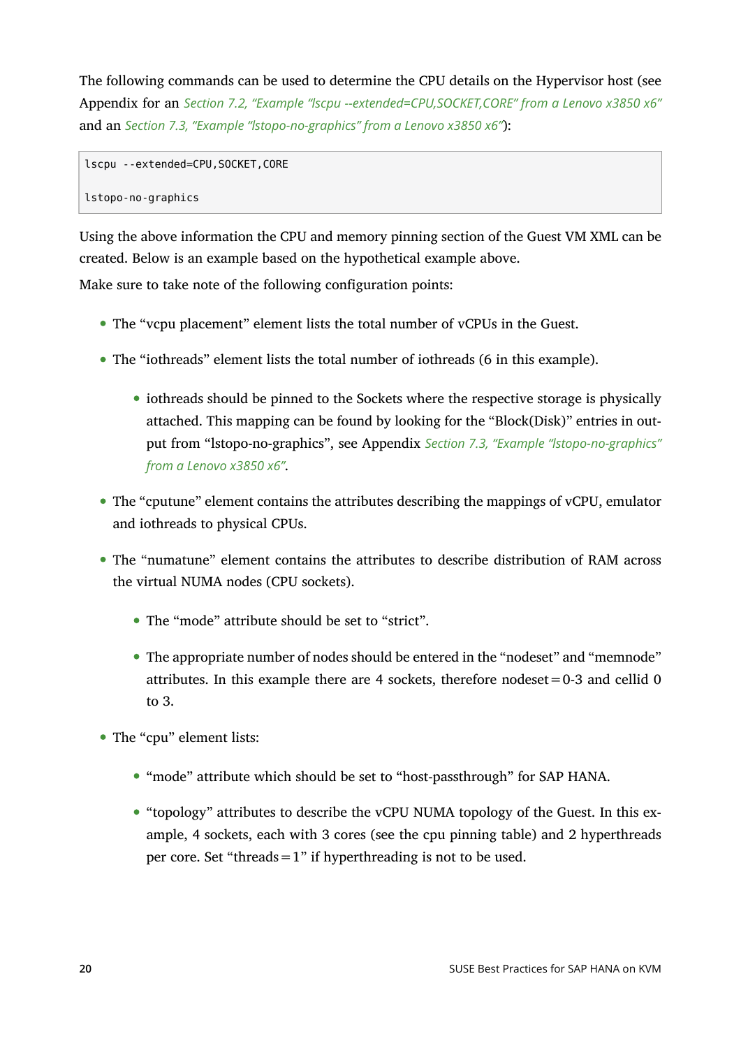The following commands can be used to determine the CPU details on the Hypervisor host (see Appendix for an *Section 7.2, "Example "lscpu --extended=CPU,SOCKET,CORE" from a Lenovo x3850 x6"* and an *Section 7.3, "Example "lstopo-no-graphics" from a Lenovo x3850 x6"*):

```
lscpu --extended=CPU,SOCKET,CORE

lstopo-no-graphics
```

Using the above information the CPU and memory pinning section of the Guest VM XML can be created. Below is an example based on the hypothetical example above.

Make sure to take note of the following configuration points:

- The "vcpu placement" element lists the total number of vCPUs in the Guest.
- The "iothreads" element lists the total number of iothreads (6 in this example).
  - iothreads should be pinned to the Sockets where the respective storage is physically attached. This mapping can be found by looking for the "Block(Disk)" entries in output from "lstopo-no-graphics", see Appendix *Section 7.3, "Example "lstopo-no-graphics" from a Lenovo x3850 x6"*.
- The "cputune" element contains the attributes describing the mappings of vCPU, emulator and iothreads to physical CPUs.
- The "numatune" element contains the attributes to describe distribution of RAM across the virtual NUMA nodes (CPU sockets).
  - The "mode" attribute should be set to "strict".
  - The appropriate number of nodes should be entered in the "nodeset" and "memnode" attributes. In this example there are 4 sockets, therefore nodeset=0-3 and cellid 0 to 3.
- The "cpu" element lists:
  - "mode" attribute which should be set to "host-passthrough" for SAP HANA.
  - "topology" attributes to describe the vCPU NUMA topology of the Guest. In this example, 4 sockets, each with 3 cores (see the cpu pinning table) and 2 hyperthreads per core. Set "threads=1" if hyperthreading is not to be used.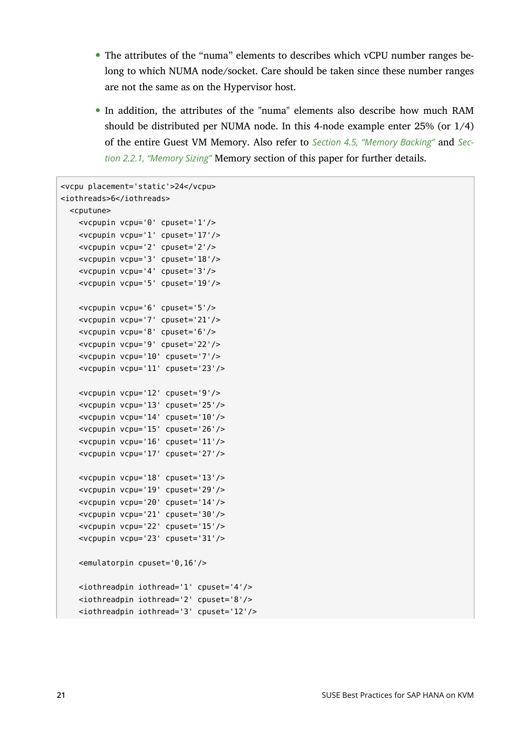- The attributes of the “numa” elements to describes which vCPU number ranges belong to which NUMA node/socket. Care should be taken since these number ranges are not the same as on the Hypervisor host.
- In addition, the attributes of the "numa" elements also describe how much RAM should be distributed per NUMA node. In this 4-node example enter 25% (or 1/4) of the entire Guest VM Memory. Also refer to *Section 4.5, “Memory Backing”* and *Section 2.2.1, “Memory Sizing”* Memory section of this paper for further details.

```
<vcpu placement='static'>24</vcpu>
<iothreads>6</iothreads>
  <cputune>
    <vcpupin vcpu='0' cpuset='1'/>
    <vcpupin vcpu='1' cpuset='17'/>
    <vcpupin vcpu='2' cpuset='2'/>
    <vcpupin vcpu='3' cpuset='18'/>
    <vcpupin vcpu='4' cpuset='3'/>
    <vcpupin vcpu='5' cpuset='19'/>

    <vcpupin vcpu='6' cpuset='5'/>
    <vcpupin vcpu='7' cpuset='21'/>
    <vcpupin vcpu='8' cpuset='6'/>
    <vcpupin vcpu='9' cpuset='22'/>
    <vcpupin vcpu='10' cpuset='7'/>
    <vcpupin vcpu='11' cpuset='23'/>

    <vcpupin vcpu='12' cpuset='9'/>
    <vcpupin vcpu='13' cpuset='25'/>
    <vcpupin vcpu='14' cpuset='10'/>
    <vcpupin vcpu='15' cpuset='26'/>
    <vcpupin vcpu='16' cpuset='11'/>
    <vcpupin vcpu='17' cpuset='27'/>

    <vcpupin vcpu='18' cpuset='13'/>
    <vcpupin vcpu='19' cpuset='29'/>
    <vcpupin vcpu='20' cpuset='14'/>
    <vcpupin vcpu='21' cpuset='30'/>
    <vcpupin vcpu='22' cpuset='15'/>
    <vcpupin vcpu='23' cpuset='31'/>

    <emulatorpin cpuset='0,16'/>

    <iothreadpin iothread='1' cpuset='4'/>
    <iothreadpin iothread='2' cpuset='8'/>
    <iothreadpin iothread='3' cpuset='12'/>
```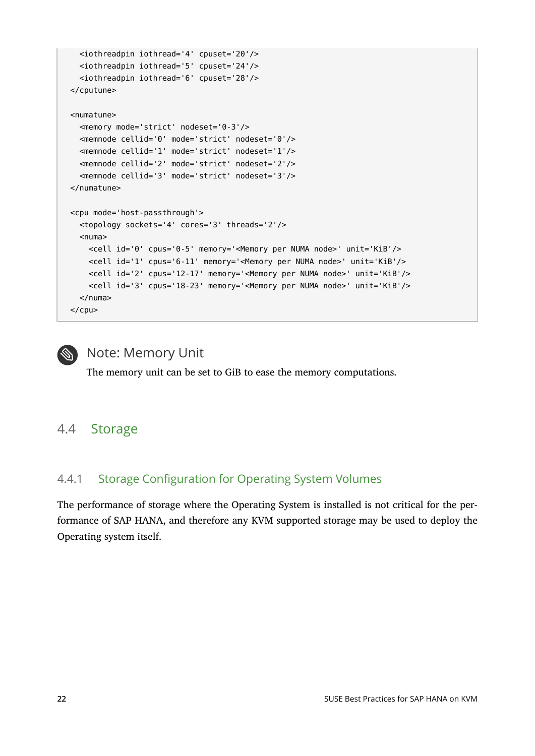```
    <iothreadpin iothread='4' cpuset='20'/>
    <iothreadpin iothread='5' cpuset='24'/>
    <iothreadpin iothread='6' cpuset='28'/>
  </cputune>

  <numatune>
    <memory mode='strict' nodeset='0-3'/>
    <memnode cellid='0' mode='strict' nodeset='0'/>
    <memnode cellid='1' mode='strict' nodeset='1'/>
    <memnode cellid='2' mode='strict' nodeset='2'/>
    <memnode cellid='3' mode='strict' nodeset='3'/>
  </numatune>

  <cpu mode='host-passthrough'>
    <topology sockets='4' cores='3' threads='2'/>
    <numa>
      <cell id='0' cpus='0-5' memory='<Memory per NUMA node>' unit='KiB'/>
      <cell id='1' cpus='6-11' memory='<Memory per NUMA node>' unit='KiB'/>
      <cell id='2' cpus='12-17' memory='<Memory per NUMA node>' unit='KiB'/>
      <cell id='3' cpus='18-23' memory='<Memory per NUMA node>' unit='KiB'/>
    </numa>
  </cpu>
```

> **Note: Memory Unit**
>
> The memory unit can be set to GiB to ease the memory computations.

## 4.4 Storage

### 4.4.1 Storage Configuration for Operating System Volumes

The performance of storage where the Operating System is installed is not critical for the performance of SAP HANA, and therefore any KVM supported storage may be used to deploy the Operating system itself.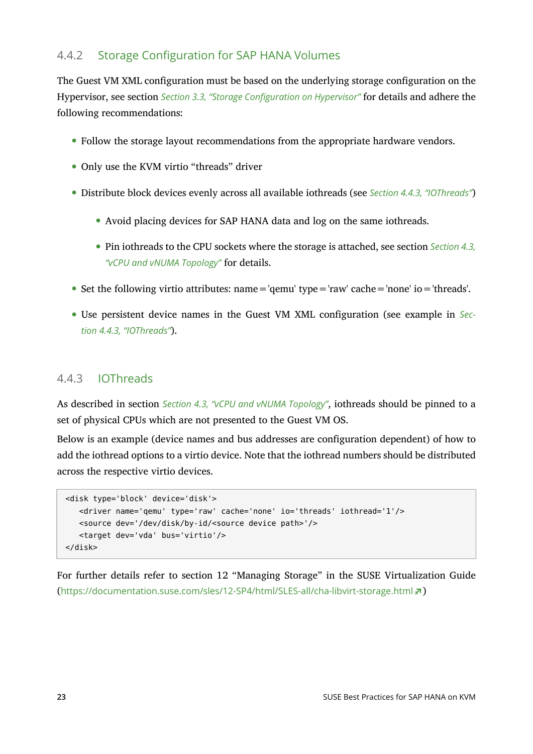### 4.4.2 Storage Configuration for SAP HANA Volumes

The Guest VM XML configuration must be based on the underlying storage configuration on the Hypervisor, see section *Section 3.3, "Storage Configuration on Hypervisor"* for details and adhere the following recommendations:

- Follow the storage layout recommendations from the appropriate hardware vendors.
- Only use the KVM virtio "threads" driver
- Distribute block devices evenly across all available iothreads (see *Section 4.4.3, "IOThreads"*)
  - Avoid placing devices for SAP HANA data and log on the same iothreads.
  - Pin iothreads to the CPU sockets where the storage is attached, see section *Section 4.3, "vCPU and vNUMA Topology"* for details.
- Set the following virtio attributes: name='qemu' type='raw' cache='none' io='threads'.
- Use persistent device names in the Guest VM XML configuration (see example in *Section 4.4.3, "IOThreads"*).

### 4.4.3 IOThreads

As described in section *Section 4.3, "vCPU and vNUMA Topology"*, iothreads should be pinned to a set of physical CPUs which are not presented to the Guest VM OS.

Below is an example (device names and bus addresses are configuration dependent) of how to add the iothread options to a virtio device. Note that the iothread numbers should be distributed across the respective virtio devices.

```
<disk type='block' device='disk'>
   <driver name='qemu' type='raw' cache='none' io='threads' iothread='1'/>
   <source dev='/dev/disk/by-id/<source device path>'/>
   <target dev='vda' bus='virtio'/>
</disk>
```

For further details refer to section 12 "Managing Storage" in the SUSE Virtualization Guide (https://documentation.suse.com/sles/12-SP4/html/SLES-all/cha-libvirt-storage.html)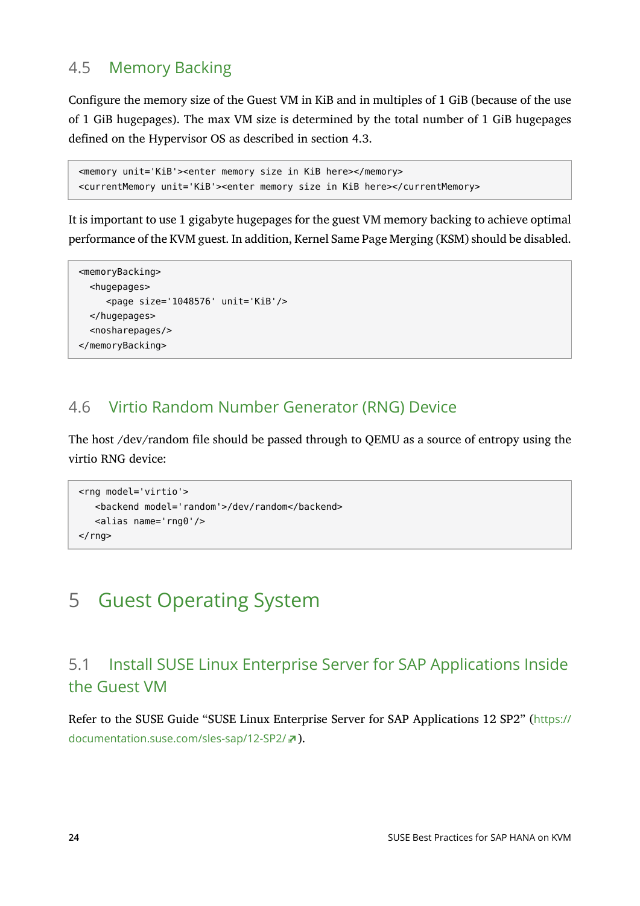### 4.5 Memory Backing

Configure the memory size of the Guest VM in KiB and in multiples of 1 GiB (because of the use of 1 GiB hugepages). The max VM size is determined by the total number of 1 GiB hugepages defined on the Hypervisor OS as described in section 4.3.

```
<memory unit='KiB'><enter memory size in KiB here></memory>
<currentMemory unit='KiB'><enter memory size in KiB here></currentMemory>
```

It is important to use 1 gigabyte hugepages for the guest VM memory backing to achieve optimal performance of the KVM guest. In addition, Kernel Same Page Merging (KSM) should be disabled.

```
<memoryBacking>
  <hugepages>
     <page size='1048576' unit='KiB'/>
  </hugepages>
  <nosharepages/>
</memoryBacking>
```

### 4.6 Virtio Random Number Generator (RNG) Device

The host /dev/random file should be passed through to QEMU as a source of entropy using the virtio RNG device:

```
<rng model='virtio'>
   <backend model='random'>/dev/random</backend>
   <alias name='rng0'/>
</rng>
```

## 5 Guest Operating System

### 5.1 Install SUSE Linux Enterprise Server for SAP Applications Inside the Guest VM

Refer to the SUSE Guide "SUSE Linux Enterprise Server for SAP Applications 12 SP2" (https://documentation.suse.com/sles-sap/12-SP2/).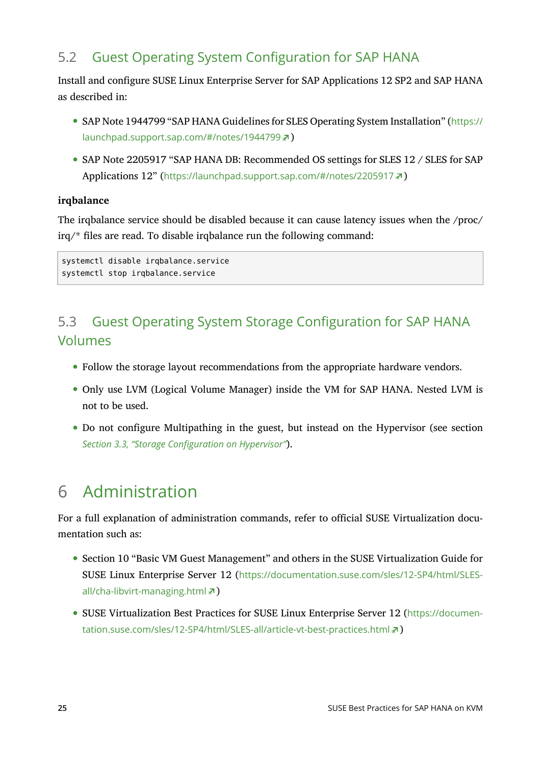## 5.2 Guest Operating System Configuration for SAP HANA

Install and configure SUSE Linux Enterprise Server for SAP Applications 12 SP2 and SAP HANA as described in:

- SAP Note 1944799 “SAP HANA Guidelines for SLES Operating System Installation” (https://launchpad.support.sap.com/#/notes/1944799)
- SAP Note 2205917 “SAP HANA DB: Recommended OS settings for SLES 12 / SLES for SAP Applications 12” (https://launchpad.support.sap.com/#/notes/2205917)

**irqbalance**

The irqbalance service should be disabled because it can cause latency issues when the /proc/irq/* files are read. To disable irqbalance run the following command:

```
systemctl disable irqbalance.service
systemctl stop irqbalance.service
```

## 5.3 Guest Operating System Storage Configuration for SAP HANA Volumes

- Follow the storage layout recommendations from the appropriate hardware vendors.
- Only use LVM (Logical Volume Manager) inside the VM for SAP HANA. Nested LVM is not to be used.
- Do not configure Multipathing in the guest, but instead on the Hypervisor (see section *Section 3.3, “Storage Configuration on Hypervisor”*).

# 6 Administration

For a full explanation of administration commands, refer to official SUSE Virtualization documentation such as:

- Section 10 “Basic VM Guest Management” and others in the SUSE Virtualization Guide for SUSE Linux Enterprise Server 12 (https://documentation.suse.com/sles/12-SP4/html/SLES-all/cha-libvirt-managing.html)
- SUSE Virtualization Best Practices for SUSE Linux Enterprise Server 12 (https://documentation.suse.com/sles/12-SP4/html/SLES-all/article-vt-best-practices.html)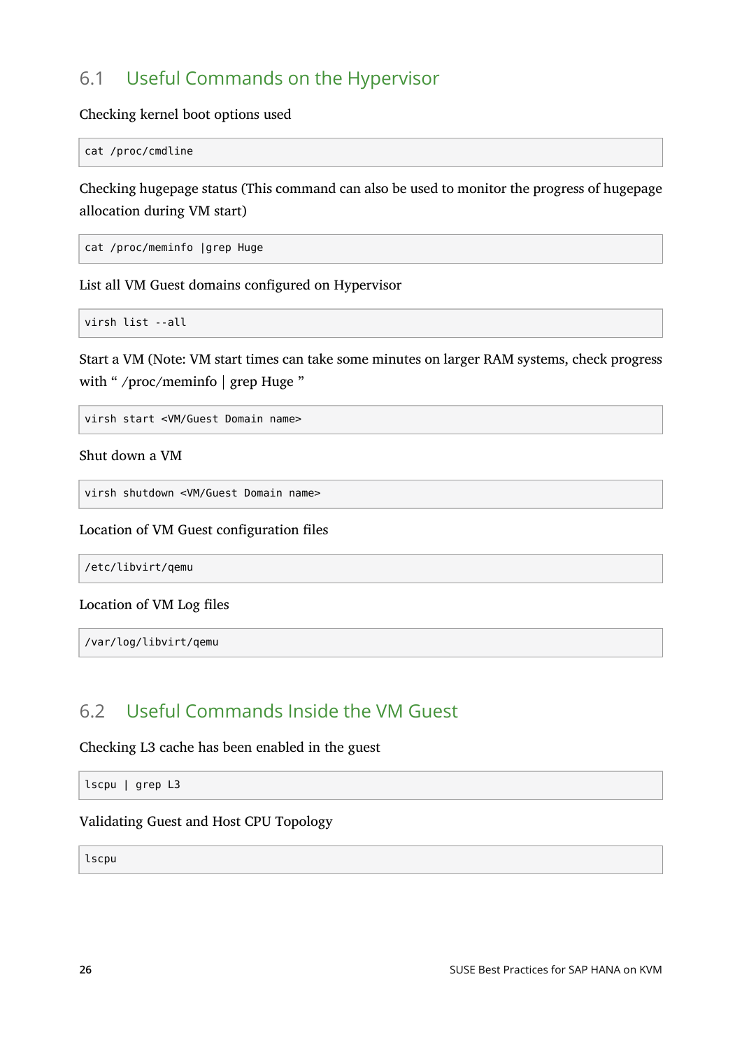## 6.1 Useful Commands on the Hypervisor

Checking kernel boot options used

```
cat /proc/cmdline
```

Checking hugepage status (This command can also be used to monitor the progress of hugepage allocation during VM start)

```
cat /proc/meminfo |grep Huge
```

List all VM Guest domains configured on Hypervisor

```
virsh list --all
```

Start a VM (Note: VM start times can take some minutes on larger RAM systems, check progress with " /proc/meminfo | grep Huge "

```
virsh start <VM/Guest Domain name>
```

Shut down a VM

```
virsh shutdown <VM/Guest Domain name>
```

Location of VM Guest configuration files

```
/etc/libvirt/qemu
```

Location of VM Log files

```
/var/log/libvirt/qemu
```

## 6.2 Useful Commands Inside the VM Guest

Checking L3 cache has been enabled in the guest

```
lscpu | grep L3
```

Validating Guest and Host CPU Topology

```
lscpu
```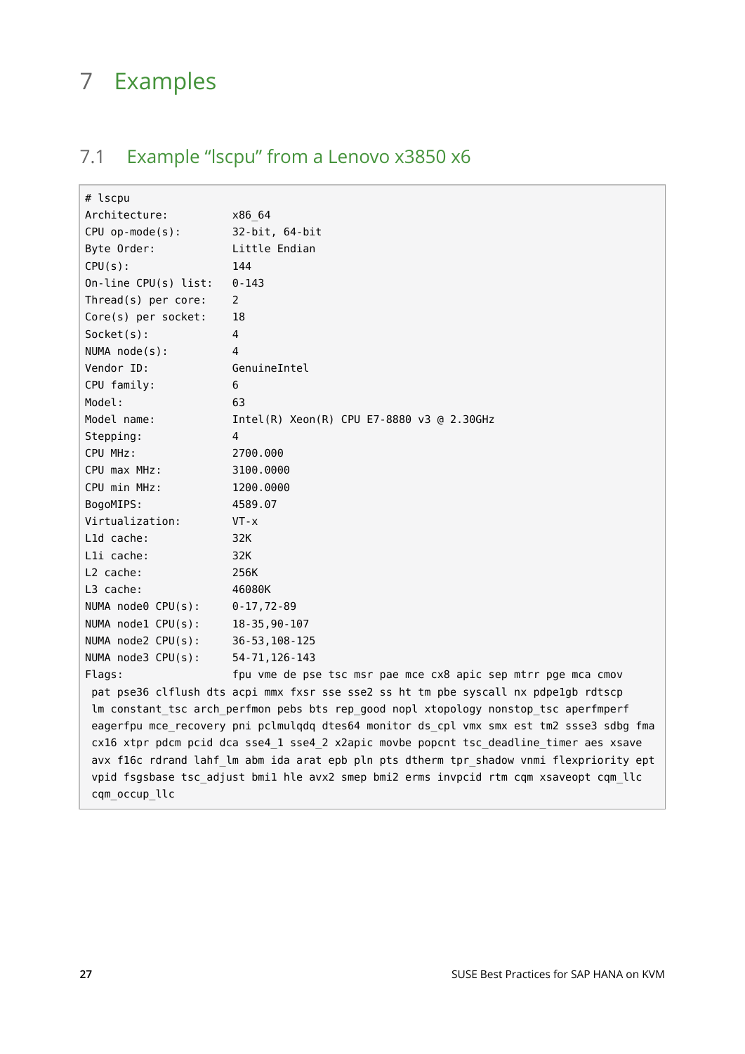# 7 Examples

## 7.1 Example “lscpu” from a Lenovo x3850 x6

```
# lscpu
Architecture:          x86_64
CPU op-mode(s):        32-bit, 64-bit
Byte Order:            Little Endian
CPU(s):                144
On-line CPU(s) list:   0-143
Thread(s) per core:    2
Core(s) per socket:    18
Socket(s):             4
NUMA node(s):          4
Vendor ID:             GenuineIntel
CPU family:            6
Model:                 63
Model name:            Intel(R) Xeon(R) CPU E7-8880 v3 @ 2.30GHz
Stepping:              4
CPU MHz:               2700.000
CPU max MHz:           3100.0000
CPU min MHz:           1200.0000
BogoMIPS:              4589.07
Virtualization:        VT-x
L1d cache:             32K
L1i cache:             32K
L2 cache:              256K
L3 cache:              46080K
NUMA node0 CPU(s):     0-17,72-89
NUMA node1 CPU(s):     18-35,90-107
NUMA node2 CPU(s):     36-53,108-125
NUMA node3 CPU(s):     54-71,126-143
Flags:                 fpu vme de pse tsc msr pae mce cx8 apic sep mtrr pge mca cmov
 pat pse36 clflush dts acpi mmx fxsr sse sse2 ss ht tm pbe syscall nx pdpe1gb rdtscp
 lm constant_tsc arch_perfmon pebs bts rep_good nopl xtopology nonstop_tsc aperfmperf
 eagerfpu mce_recovery pni pclmulqdq dtes64 monitor ds_cpl vmx smx est tm2 ssse3 sdbg fma
 cx16 xtpr pdcm pcid dca sse4_1 sse4_2 x2apic movbe popcnt tsc_deadline_timer aes xsave
 avx f16c rdrand lahf_lm abm ida arat epb pln pts dtherm tpr_shadow vnmi flexpriority ept
 vpid fsgsbase tsc_adjust bmi1 hle avx2 smep bmi2 erms invpcid rtm cqm xsaveopt cqm_llc
 cqm_occup_llc
```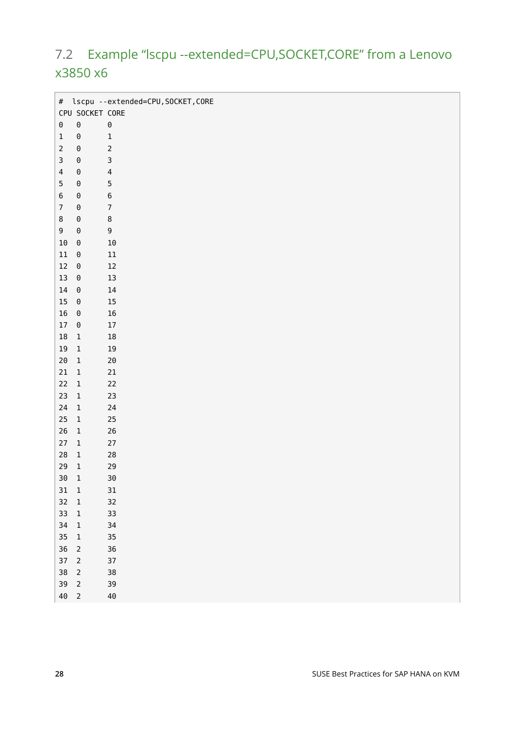## 7.2 Example “lscpu --extended=CPU,SOCKET,CORE” from a Lenovo x3850 x6

```
#  lscpu --extended=CPU,SOCKET,CORE
CPU SOCKET CORE
0   0      0
1   0      1
2   0      2
3   0      3
4   0      4
5   0      5
6   0      6
7   0      7
8   0      8
9   0      9
10  0      10
11  0      11
12  0      12
13  0      13
14  0      14
15  0      15
16  0      16
17  0      17
18  1      18
19  1      19
20  1      20
21  1      21
22  1      22
23  1      23
24  1      24
25  1      25
26  1      26
27  1      27
28  1      28
29  1      29
30  1      30
31  1      31
32  1      32
33  1      33
34  1      34
35  1      35
36  2      36
37  2      37
38  2      38
39  2      39
40  2      40
```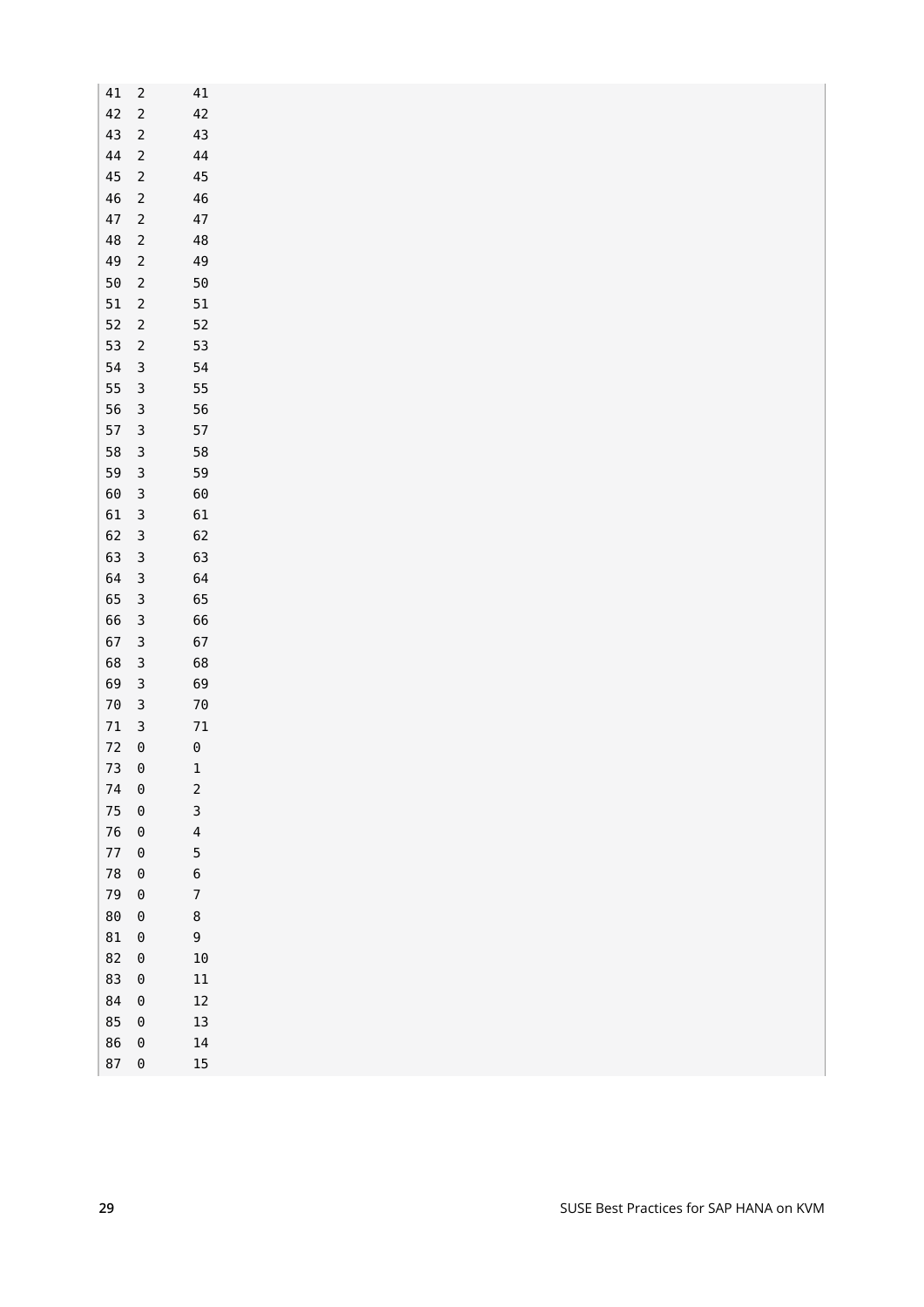```
41  2      41
42  2      42
43  2      43
44  2      44
45  2      45
46  2      46
47  2      47
48  2      48
49  2      49
50  2      50
51  2      51
52  2      52
53  2      53
54  3      54
55  3      55
56  3      56
57  3      57
58  3      58
59  3      59
60  3      60
61  3      61
62  3      62
63  3      63
64  3      64
65  3      65
66  3      66
67  3      67
68  3      68
69  3      69
70  3      70
71  3      71
72  0      0
73  0      1
74  0      2
75  0      3
76  0      4
77  0      5
78  0      6
79  0      7
80  0      8
81  0      9
82  0      10
83  0      11
84  0      12
85  0      13
86  0      14
87  0      15
```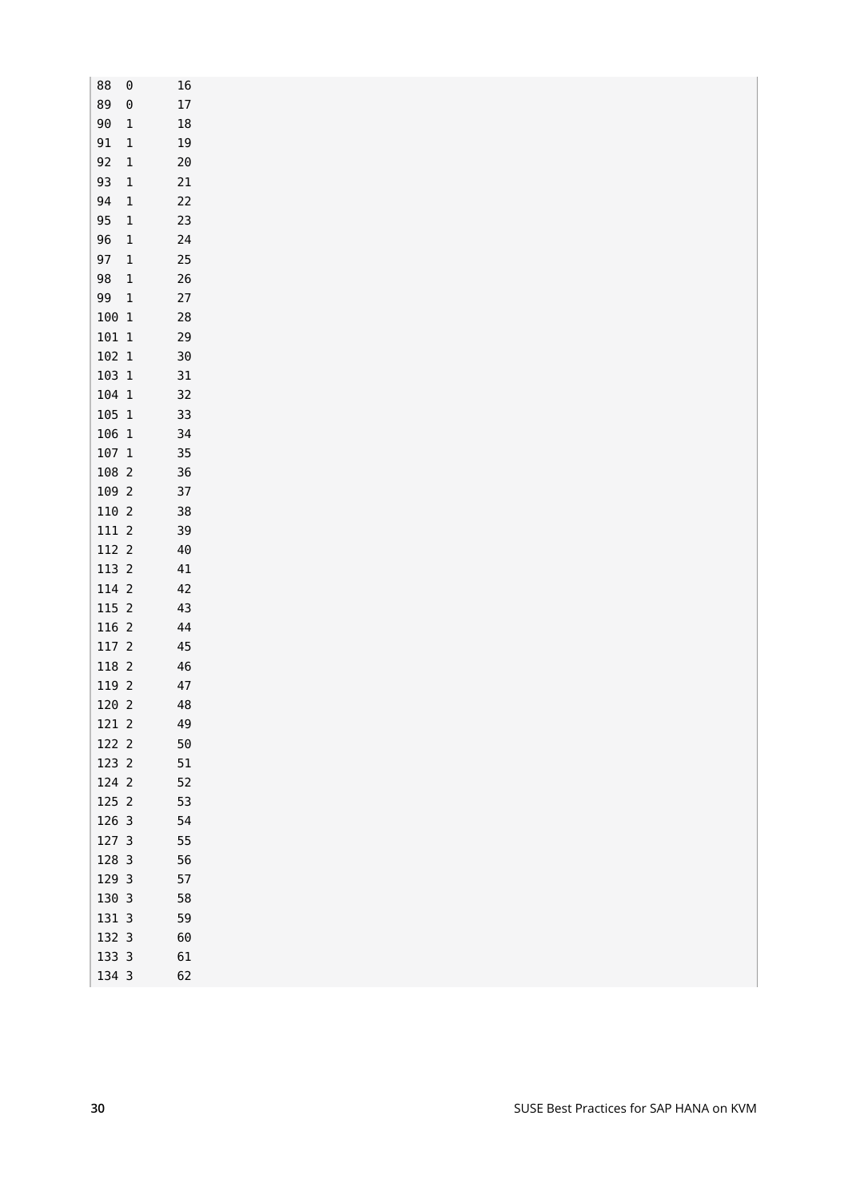```
88  0       16
89  0       17
90  1       18
91  1       19
92  1       20
93  1       21
94  1       22
95  1       23
96  1       24
97  1       25
98  1       26
99  1       27
100 1       28
101 1       29
102 1       30
103 1       31
104 1       32
105 1       33
106 1       34
107 1       35
108 2       36
109 2       37
110 2       38
111 2       39
112 2       40
113 2       41
114 2       42
115 2       43
116 2       44
117 2       45
118 2       46
119 2       47
120 2       48
121 2       49
122 2       50
123 2       51
124 2       52
125 2       53
126 3       54
127 3       55
128 3       56
129 3       57
130 3       58
131 3       59
132 3       60
133 3       61
134 3       62
```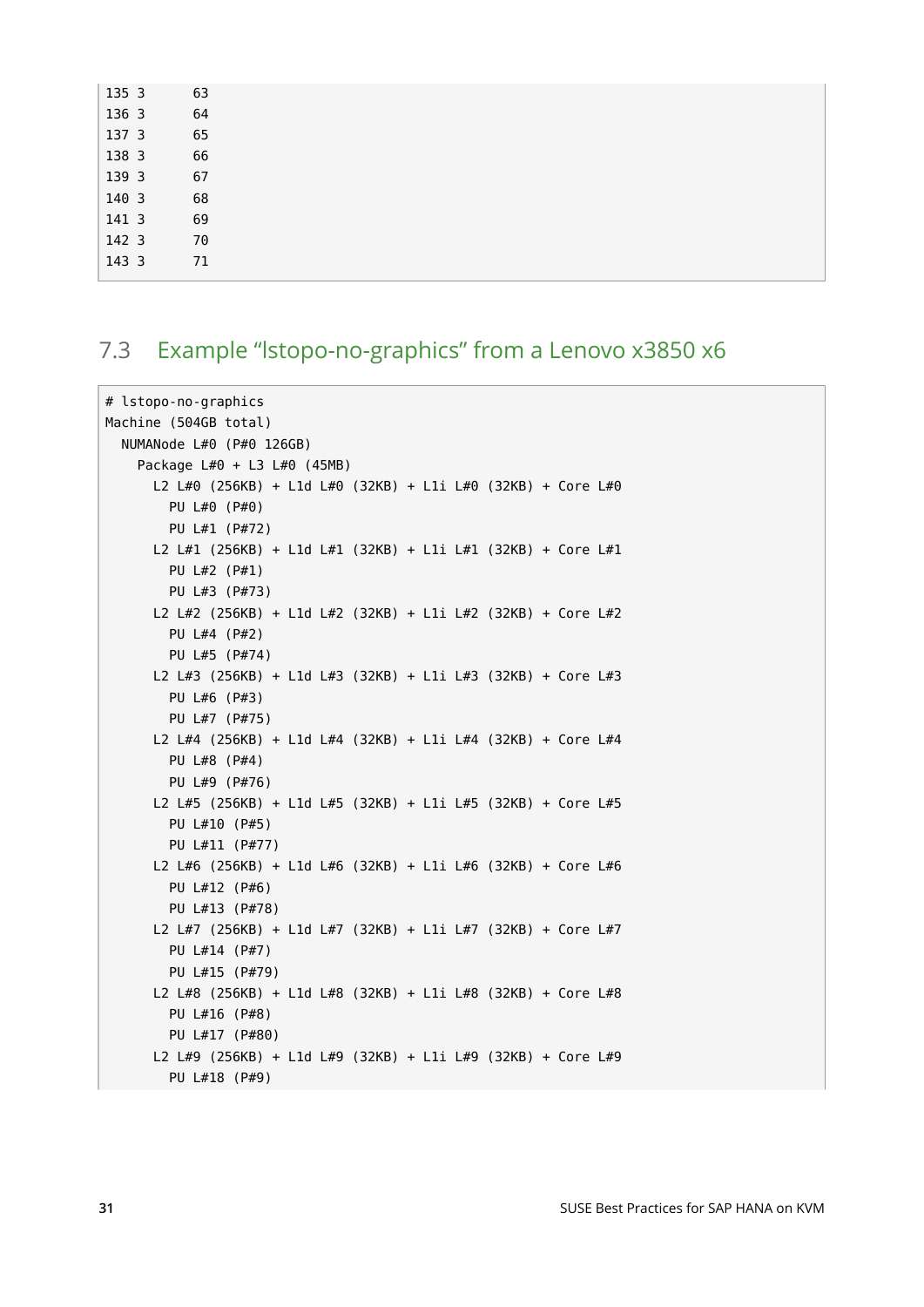```
135 3      63
136 3      64
137 3      65
138 3      66
139 3      67
140 3      68
141 3      69
142 3      70
143 3      71
```

## 7.3 Example “lstopo-no-graphics” from a Lenovo x3850 x6

```
# lstopo-no-graphics
Machine (504GB total)
  NUMANode L#0 (P#0 126GB)
    Package L#0 + L3 L#0 (45MB)
      L2 L#0 (256KB) + L1d L#0 (32KB) + L1i L#0 (32KB) + Core L#0
        PU L#0 (P#0)
        PU L#1 (P#72)
      L2 L#1 (256KB) + L1d L#1 (32KB) + L1i L#1 (32KB) + Core L#1
        PU L#2 (P#1)
        PU L#3 (P#73)
      L2 L#2 (256KB) + L1d L#2 (32KB) + L1i L#2 (32KB) + Core L#2
        PU L#4 (P#2)
        PU L#5 (P#74)
      L2 L#3 (256KB) + L1d L#3 (32KB) + L1i L#3 (32KB) + Core L#3
        PU L#6 (P#3)
        PU L#7 (P#75)
      L2 L#4 (256KB) + L1d L#4 (32KB) + L1i L#4 (32KB) + Core L#4
        PU L#8 (P#4)
        PU L#9 (P#76)
      L2 L#5 (256KB) + L1d L#5 (32KB) + L1i L#5 (32KB) + Core L#5
        PU L#10 (P#5)
        PU L#11 (P#77)
      L2 L#6 (256KB) + L1d L#6 (32KB) + L1i L#6 (32KB) + Core L#6
        PU L#12 (P#6)
        PU L#13 (P#78)
      L2 L#7 (256KB) + L1d L#7 (32KB) + L1i L#7 (32KB) + Core L#7
        PU L#14 (P#7)
        PU L#15 (P#79)
      L2 L#8 (256KB) + L1d L#8 (32KB) + L1i L#8 (32KB) + Core L#8
        PU L#16 (P#8)
        PU L#17 (P#80)
      L2 L#9 (256KB) + L1d L#9 (32KB) + L1i L#9 (32KB) + Core L#9
        PU L#18 (P#9)
```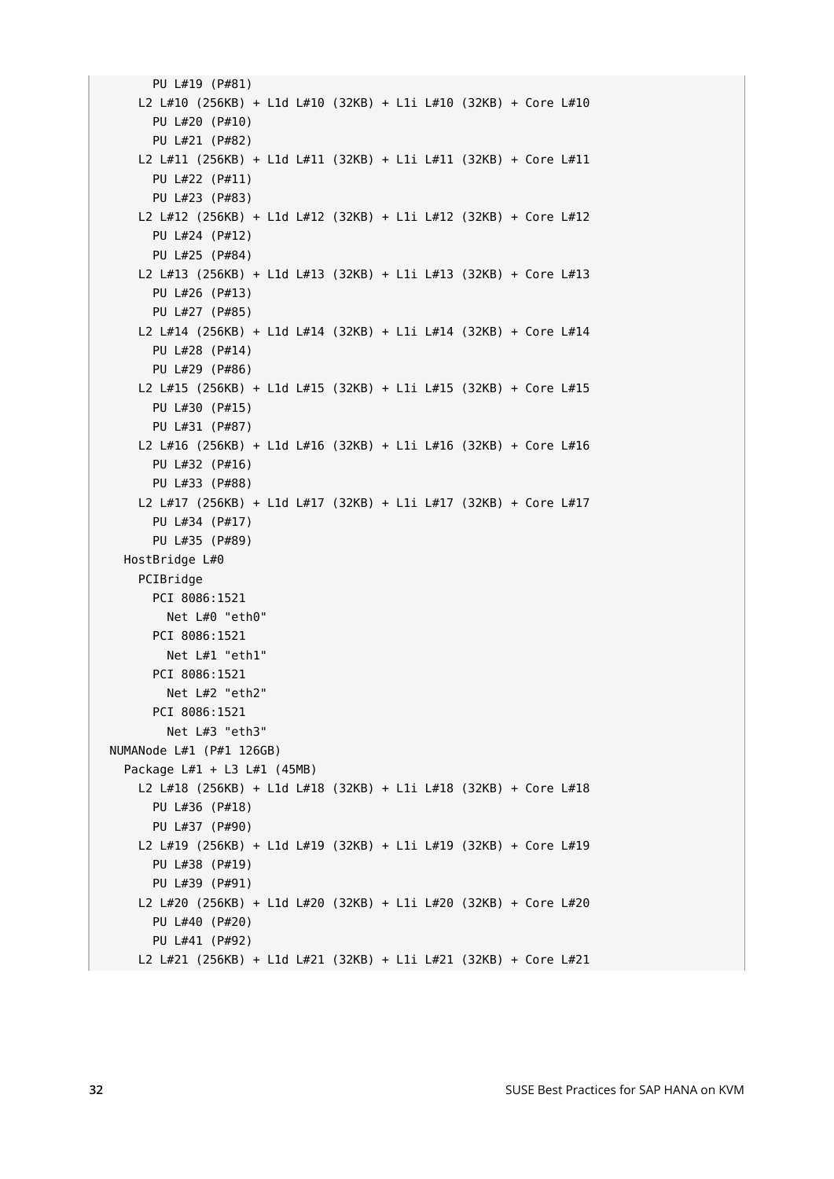```
      PU L#19 (P#81)
    L2 L#10 (256KB) + L1d L#10 (32KB) + L1i L#10 (32KB) + Core L#10
      PU L#20 (P#10)
      PU L#21 (P#82)
    L2 L#11 (256KB) + L1d L#11 (32KB) + L1i L#11 (32KB) + Core L#11
      PU L#22 (P#11)
      PU L#23 (P#83)
    L2 L#12 (256KB) + L1d L#12 (32KB) + L1i L#12 (32KB) + Core L#12
      PU L#24 (P#12)
      PU L#25 (P#84)
    L2 L#13 (256KB) + L1d L#13 (32KB) + L1i L#13 (32KB) + Core L#13
      PU L#26 (P#13)
      PU L#27 (P#85)
    L2 L#14 (256KB) + L1d L#14 (32KB) + L1i L#14 (32KB) + Core L#14
      PU L#28 (P#14)
      PU L#29 (P#86)
    L2 L#15 (256KB) + L1d L#15 (32KB) + L1i L#15 (32KB) + Core L#15
      PU L#30 (P#15)
      PU L#31 (P#87)
    L2 L#16 (256KB) + L1d L#16 (32KB) + L1i L#16 (32KB) + Core L#16
      PU L#32 (P#16)
      PU L#33 (P#88)
    L2 L#17 (256KB) + L1d L#17 (32KB) + L1i L#17 (32KB) + Core L#17
      PU L#34 (P#17)
      PU L#35 (P#89)
  HostBridge L#0
    PCIBridge
      PCI 8086:1521
        Net L#0 "eth0"
      PCI 8086:1521
        Net L#1 "eth1"
      PCI 8086:1521
        Net L#2 "eth2"
      PCI 8086:1521
        Net L#3 "eth3"
NUMANode L#1 (P#1 126GB)
  Package L#1 + L3 L#1 (45MB)
    L2 L#18 (256KB) + L1d L#18 (32KB) + L1i L#18 (32KB) + Core L#18
      PU L#36 (P#18)
      PU L#37 (P#90)
    L2 L#19 (256KB) + L1d L#19 (32KB) + L1i L#19 (32KB) + Core L#19
      PU L#38 (P#19)
      PU L#39 (P#91)
    L2 L#20 (256KB) + L1d L#20 (32KB) + L1i L#20 (32KB) + Core L#20
      PU L#40 (P#20)
      PU L#41 (P#92)
    L2 L#21 (256KB) + L1d L#21 (32KB) + L1i L#21 (32KB) + Core L#21
```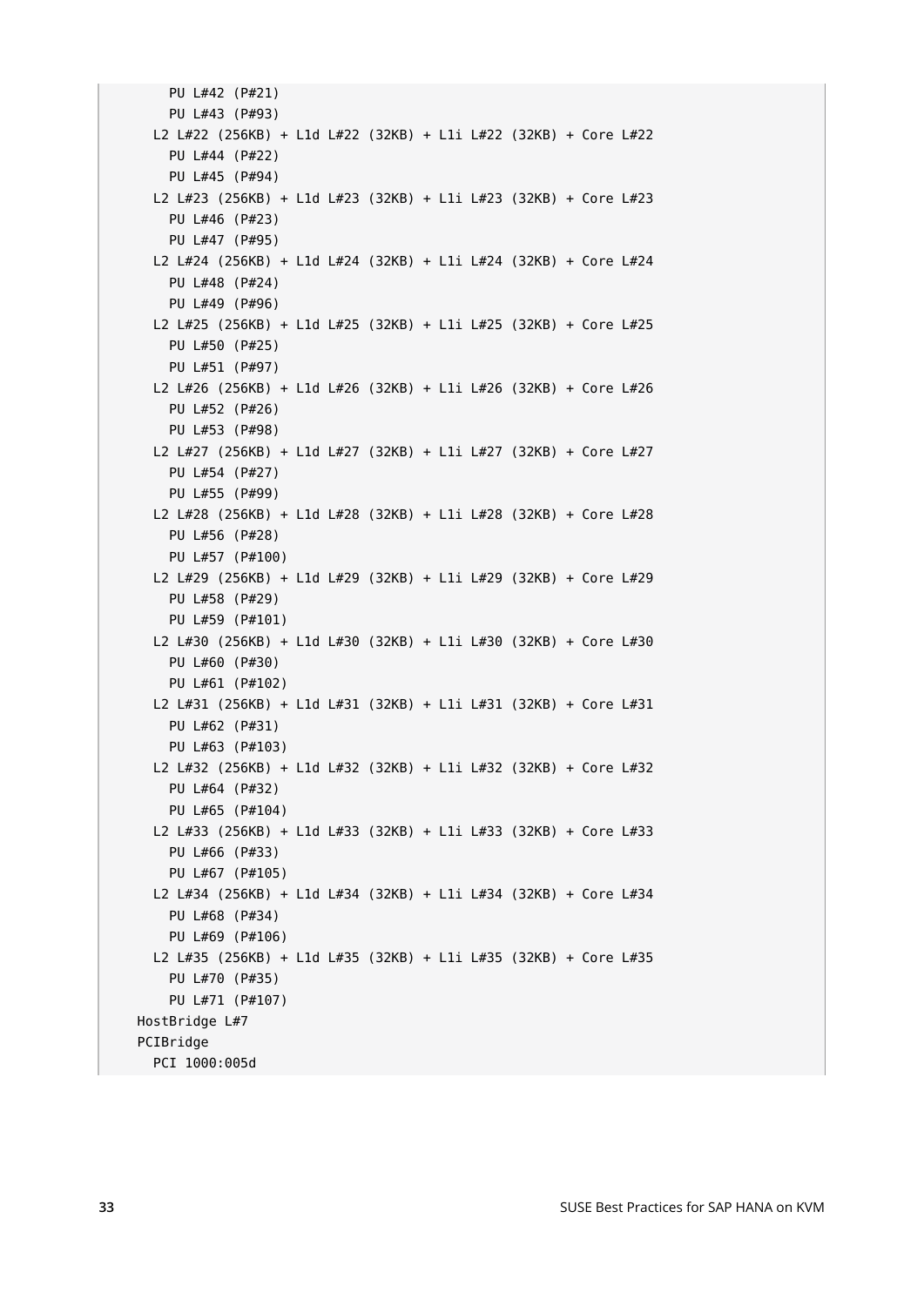```
      PU L#42 (P#21)
      PU L#43 (P#93)
    L2 L#22 (256KB) + L1d L#22 (32KB) + L1i L#22 (32KB) + Core L#22
      PU L#44 (P#22)
      PU L#45 (P#94)
    L2 L#23 (256KB) + L1d L#23 (32KB) + L1i L#23 (32KB) + Core L#23
      PU L#46 (P#23)
      PU L#47 (P#95)
    L2 L#24 (256KB) + L1d L#24 (32KB) + L1i L#24 (32KB) + Core L#24
      PU L#48 (P#24)
      PU L#49 (P#96)
    L2 L#25 (256KB) + L1d L#25 (32KB) + L1i L#25 (32KB) + Core L#25
      PU L#50 (P#25)
      PU L#51 (P#97)
    L2 L#26 (256KB) + L1d L#26 (32KB) + L1i L#26 (32KB) + Core L#26
      PU L#52 (P#26)
      PU L#53 (P#98)
    L2 L#27 (256KB) + L1d L#27 (32KB) + L1i L#27 (32KB) + Core L#27
      PU L#54 (P#27)
      PU L#55 (P#99)
    L2 L#28 (256KB) + L1d L#28 (32KB) + L1i L#28 (32KB) + Core L#28
      PU L#56 (P#28)
      PU L#57 (P#100)
    L2 L#29 (256KB) + L1d L#29 (32KB) + L1i L#29 (32KB) + Core L#29
      PU L#58 (P#29)
      PU L#59 (P#101)
    L2 L#30 (256KB) + L1d L#30 (32KB) + L1i L#30 (32KB) + Core L#30
      PU L#60 (P#30)
      PU L#61 (P#102)
    L2 L#31 (256KB) + L1d L#31 (32KB) + L1i L#31 (32KB) + Core L#31
      PU L#62 (P#31)
      PU L#63 (P#103)
    L2 L#32 (256KB) + L1d L#32 (32KB) + L1i L#32 (32KB) + Core L#32
      PU L#64 (P#32)
      PU L#65 (P#104)
    L2 L#33 (256KB) + L1d L#33 (32KB) + L1i L#33 (32KB) + Core L#33
      PU L#66 (P#33)
      PU L#67 (P#105)
    L2 L#34 (256KB) + L1d L#34 (32KB) + L1i L#34 (32KB) + Core L#34
      PU L#68 (P#34)
      PU L#69 (P#106)
    L2 L#35 (256KB) + L1d L#35 (32KB) + L1i L#35 (32KB) + Core L#35
      PU L#70 (P#35)
      PU L#71 (P#107)
  HostBridge L#7
  PCIBridge
    PCI 1000:005d
```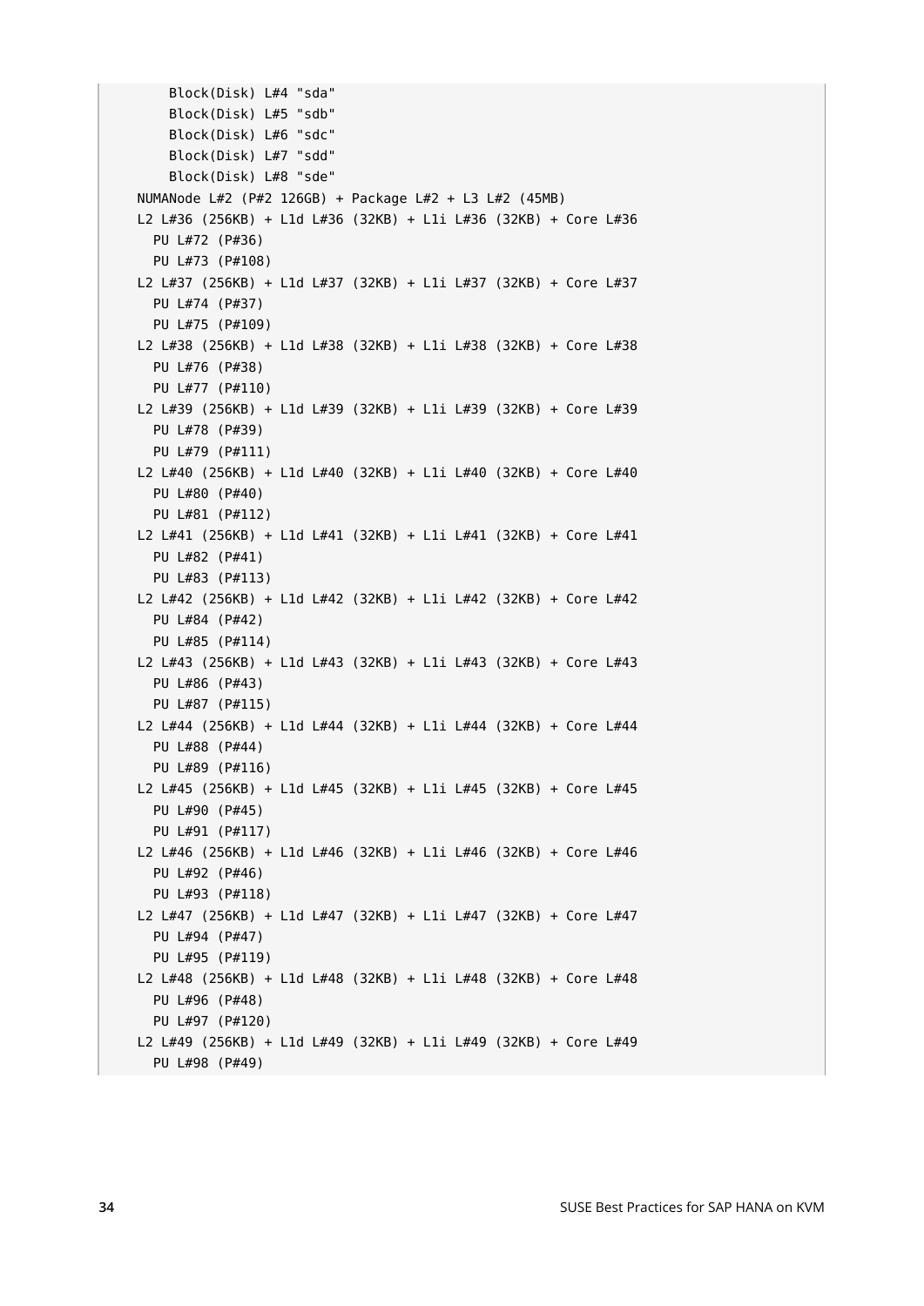```
      Block(Disk) L#4 "sda"
      Block(Disk) L#5 "sdb"
      Block(Disk) L#6 "sdc"
      Block(Disk) L#7 "sdd"
      Block(Disk) L#8 "sde"
  NUMANode L#2 (P#2 126GB) + Package L#2 + L3 L#2 (45MB)
  L2 L#36 (256KB) + L1d L#36 (32KB) + L1i L#36 (32KB) + Core L#36
    PU L#72 (P#36)
    PU L#73 (P#108)
  L2 L#37 (256KB) + L1d L#37 (32KB) + L1i L#37 (32KB) + Core L#37
    PU L#74 (P#37)
    PU L#75 (P#109)
  L2 L#38 (256KB) + L1d L#38 (32KB) + L1i L#38 (32KB) + Core L#38
    PU L#76 (P#38)
    PU L#77 (P#110)
  L2 L#39 (256KB) + L1d L#39 (32KB) + L1i L#39 (32KB) + Core L#39
    PU L#78 (P#39)
    PU L#79 (P#111)
  L2 L#40 (256KB) + L1d L#40 (32KB) + L1i L#40 (32KB) + Core L#40
    PU L#80 (P#40)
    PU L#81 (P#112)
  L2 L#41 (256KB) + L1d L#41 (32KB) + L1i L#41 (32KB) + Core L#41
    PU L#82 (P#41)
    PU L#83 (P#113)
  L2 L#42 (256KB) + L1d L#42 (32KB) + L1i L#42 (32KB) + Core L#42
    PU L#84 (P#42)
    PU L#85 (P#114)
  L2 L#43 (256KB) + L1d L#43 (32KB) + L1i L#43 (32KB) + Core L#43
    PU L#86 (P#43)
    PU L#87 (P#115)
  L2 L#44 (256KB) + L1d L#44 (32KB) + L1i L#44 (32KB) + Core L#44
    PU L#88 (P#44)
    PU L#89 (P#116)
  L2 L#45 (256KB) + L1d L#45 (32KB) + L1i L#45 (32KB) + Core L#45
    PU L#90 (P#45)
    PU L#91 (P#117)
  L2 L#46 (256KB) + L1d L#46 (32KB) + L1i L#46 (32KB) + Core L#46
    PU L#92 (P#46)
    PU L#93 (P#118)
  L2 L#47 (256KB) + L1d L#47 (32KB) + L1i L#47 (32KB) + Core L#47
    PU L#94 (P#47)
    PU L#95 (P#119)
  L2 L#48 (256KB) + L1d L#48 (32KB) + L1i L#48 (32KB) + Core L#48
    PU L#96 (P#48)
    PU L#97 (P#120)
  L2 L#49 (256KB) + L1d L#49 (32KB) + L1i L#49 (32KB) + Core L#49
    PU L#98 (P#49)
```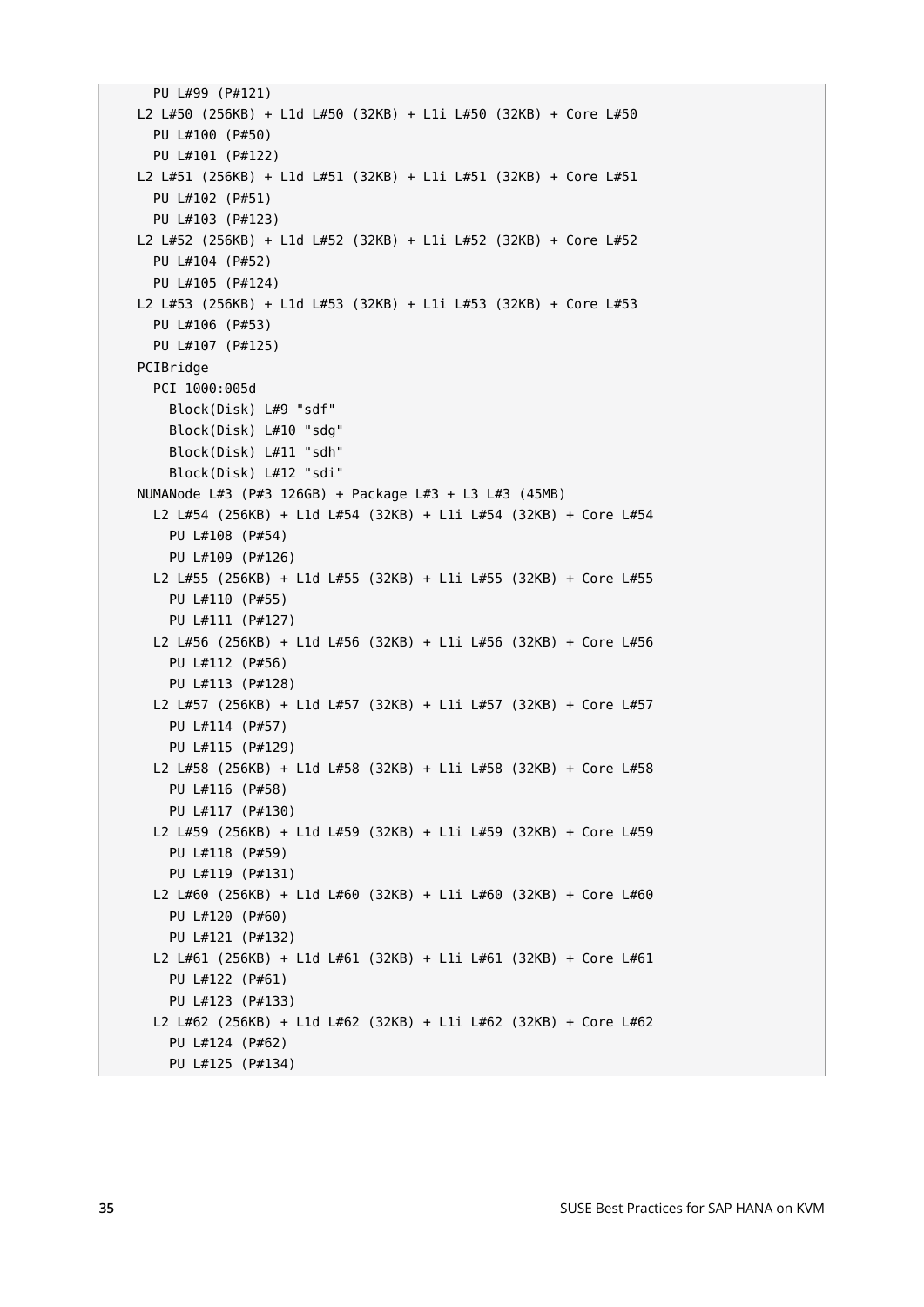```
    PU L#99 (P#121)
  L2 L#50 (256KB) + L1d L#50 (32KB) + L1i L#50 (32KB) + Core L#50
    PU L#100 (P#50)
    PU L#101 (P#122)
  L2 L#51 (256KB) + L1d L#51 (32KB) + L1i L#51 (32KB) + Core L#51
    PU L#102 (P#51)
    PU L#103 (P#123)
  L2 L#52 (256KB) + L1d L#52 (32KB) + L1i L#52 (32KB) + Core L#52
    PU L#104 (P#52)
    PU L#105 (P#124)
  L2 L#53 (256KB) + L1d L#53 (32KB) + L1i L#53 (32KB) + Core L#53
    PU L#106 (P#53)
    PU L#107 (P#125)
  PCIBridge
    PCI 1000:005d
      Block(Disk) L#9 "sdf"
      Block(Disk) L#10 "sdg"
      Block(Disk) L#11 "sdh"
      Block(Disk) L#12 "sdi"
  NUMANode L#3 (P#3 126GB) + Package L#3 + L3 L#3 (45MB)
    L2 L#54 (256KB) + L1d L#54 (32KB) + L1i L#54 (32KB) + Core L#54
      PU L#108 (P#54)
      PU L#109 (P#126)
    L2 L#55 (256KB) + L1d L#55 (32KB) + L1i L#55 (32KB) + Core L#55
      PU L#110 (P#55)
      PU L#111 (P#127)
    L2 L#56 (256KB) + L1d L#56 (32KB) + L1i L#56 (32KB) + Core L#56
      PU L#112 (P#56)
      PU L#113 (P#128)
    L2 L#57 (256KB) + L1d L#57 (32KB) + L1i L#57 (32KB) + Core L#57
      PU L#114 (P#57)
      PU L#115 (P#129)
    L2 L#58 (256KB) + L1d L#58 (32KB) + L1i L#58 (32KB) + Core L#58
      PU L#116 (P#58)
      PU L#117 (P#130)
    L2 L#59 (256KB) + L1d L#59 (32KB) + L1i L#59 (32KB) + Core L#59
      PU L#118 (P#59)
      PU L#119 (P#131)
    L2 L#60 (256KB) + L1d L#60 (32KB) + L1i L#60 (32KB) + Core L#60
      PU L#120 (P#60)
      PU L#121 (P#132)
    L2 L#61 (256KB) + L1d L#61 (32KB) + L1i L#61 (32KB) + Core L#61
      PU L#122 (P#61)
      PU L#123 (P#133)
    L2 L#62 (256KB) + L1d L#62 (32KB) + L1i L#62 (32KB) + Core L#62
      PU L#124 (P#62)
      PU L#125 (P#134)
```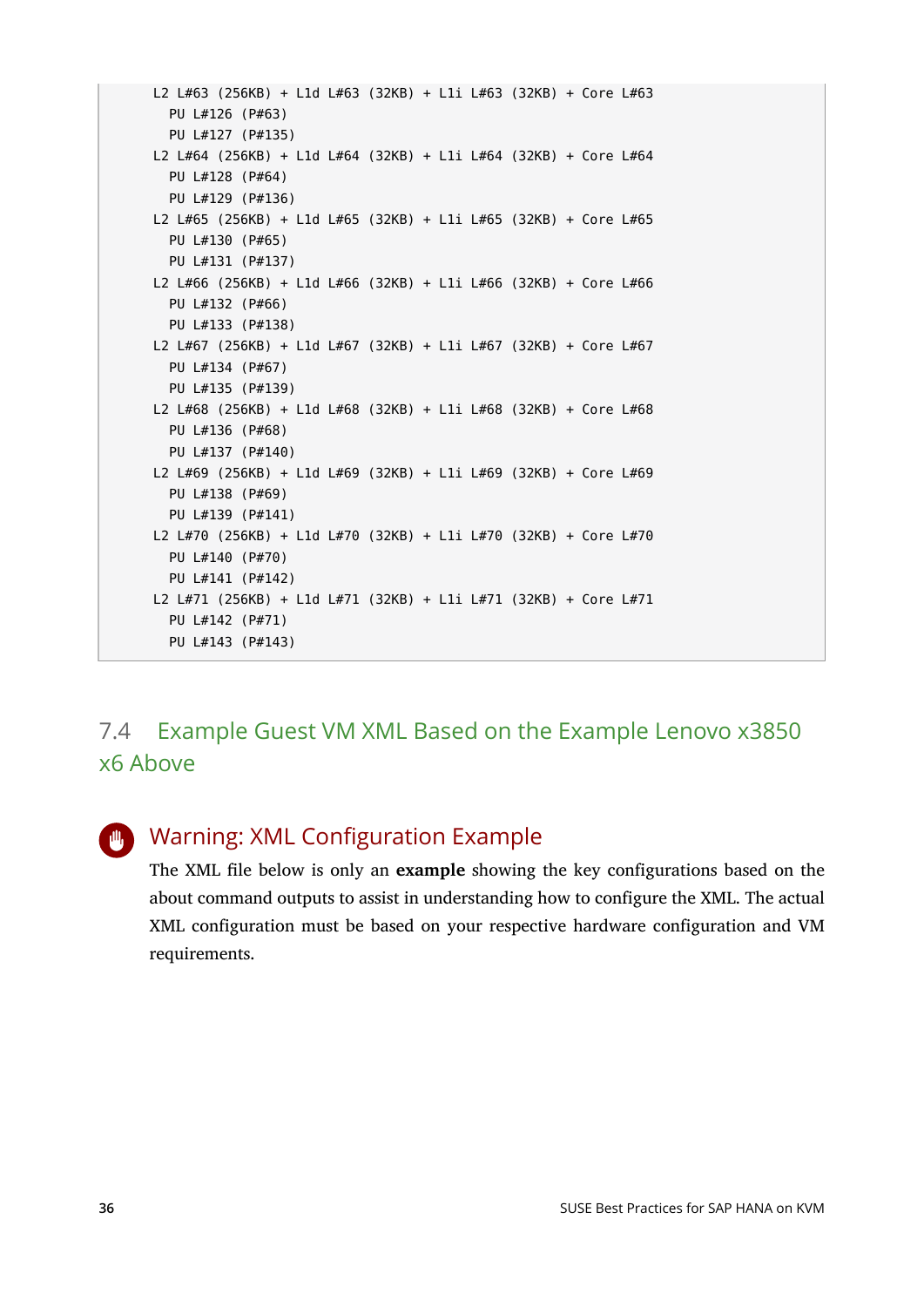```
  L2 L#63 (256KB) + L1d L#63 (32KB) + L1i L#63 (32KB) + Core L#63
    PU L#126 (P#63)
    PU L#127 (P#135)
  L2 L#64 (256KB) + L1d L#64 (32KB) + L1i L#64 (32KB) + Core L#64
    PU L#128 (P#64)
    PU L#129 (P#136)
  L2 L#65 (256KB) + L1d L#65 (32KB) + L1i L#65 (32KB) + Core L#65
    PU L#130 (P#65)
    PU L#131 (P#137)
  L2 L#66 (256KB) + L1d L#66 (32KB) + L1i L#66 (32KB) + Core L#66
    PU L#132 (P#66)
    PU L#133 (P#138)
  L2 L#67 (256KB) + L1d L#67 (32KB) + L1i L#67 (32KB) + Core L#67
    PU L#134 (P#67)
    PU L#135 (P#139)
  L2 L#68 (256KB) + L1d L#68 (32KB) + L1i L#68 (32KB) + Core L#68
    PU L#136 (P#68)
    PU L#137 (P#140)
  L2 L#69 (256KB) + L1d L#69 (32KB) + L1i L#69 (32KB) + Core L#69
    PU L#138 (P#69)
    PU L#139 (P#141)
  L2 L#70 (256KB) + L1d L#70 (32KB) + L1i L#70 (32KB) + Core L#70
    PU L#140 (P#70)
    PU L#141 (P#142)
  L2 L#71 (256KB) + L1d L#71 (32KB) + L1i L#71 (32KB) + Core L#71
    PU L#142 (P#71)
    PU L#143 (P#143)
```

## 7.4 Example Guest VM XML Based on the Example Lenovo x3850 x6 Above

### Warning: XML Configuration Example

The XML file below is only an **example** showing the key configurations based on the about command outputs to assist in understanding how to configure the XML. The actual XML configuration must be based on your respective hardware configuration and VM requirements.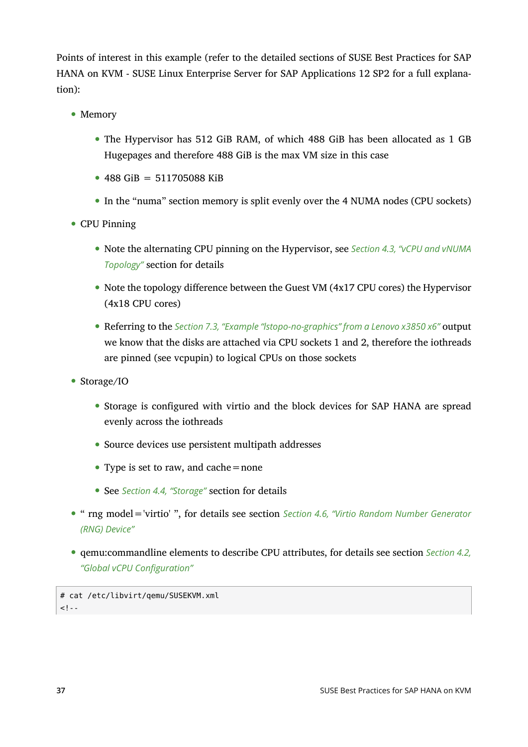Points of interest in this example (refer to the detailed sections of SUSE Best Practices for SAP HANA on KVM - SUSE Linux Enterprise Server for SAP Applications 12 SP2 for a full explanation):

- Memory
  - The Hypervisor has 512 GiB RAM, of which 488 GiB has been allocated as 1 GB Hugepages and therefore 488 GiB is the max VM size in this case
  - 488 GiB = 511705088 KiB
  - In the “numa” section memory is split evenly over the 4 NUMA nodes (CPU sockets)
- CPU Pinning
  - Note the alternating CPU pinning on the Hypervisor, see *Section 4.3, “vCPU and vNUMA Topology”* section for details
  - Note the topology difference between the Guest VM (4x17 CPU cores) the Hypervisor (4x18 CPU cores)
  - Referring to the *Section 7.3, “Example “lstopo-no-graphics” from a Lenovo x3850 x6”* output we know that the disks are attached via CPU sockets 1 and 2, therefore the iothreads are pinned (see vcpupin) to logical CPUs on those sockets
- Storage/IO
  - Storage is configured with virtio and the block devices for SAP HANA are spread evenly across the iothreads
  - Source devices use persistent multipath addresses
  - Type is set to raw, and cache=none
  - See *Section 4.4, “Storage”* section for details
- “ rng model='virtio' ”, for details see section *Section 4.6, “Virtio Random Number Generator (RNG) Device”*
- qemu:commandline elements to describe CPU attributes, for details see section *Section 4.2, “Global vCPU Configuration”*

```
# cat /etc/libvirt/qemu/SUSEKVM.xml
<!--
```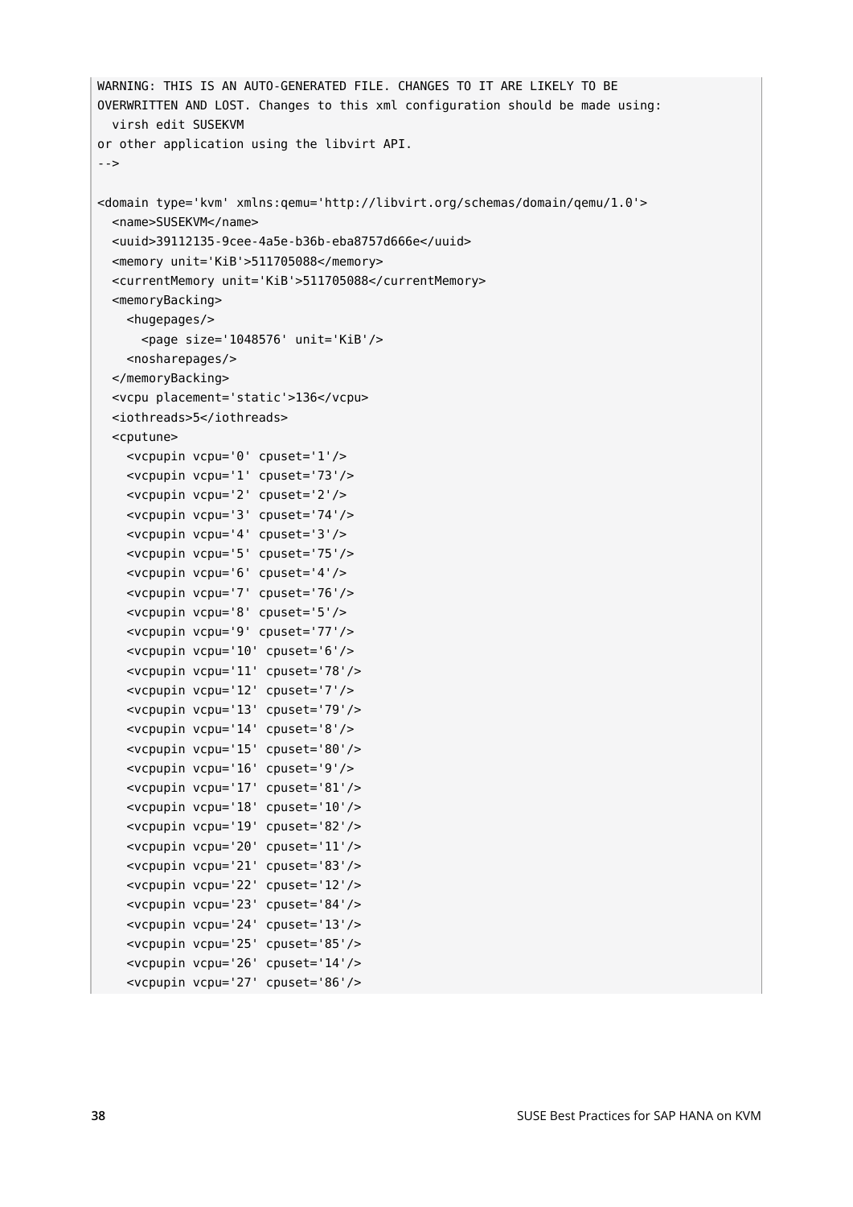```
WARNING: THIS IS AN AUTO-GENERATED FILE. CHANGES TO IT ARE LIKELY TO BE
OVERWRITTEN AND LOST. Changes to this xml configuration should be made using:
  virsh edit SUSEKVM
or other application using the libvirt API.
-->

<domain type='kvm' xmlns:qemu='http://libvirt.org/schemas/domain/qemu/1.0'>
  <name>SUSEKVM</name>
  <uuid>39112135-9cee-4a5e-b36b-eba8757d666e</uuid>
  <memory unit='KiB'>511705088</memory>
  <currentMemory unit='KiB'>511705088</currentMemory>
  <memoryBacking>
    <hugepages/>
      <page size='1048576' unit='KiB'/>
    <nosharepages/>
  </memoryBacking>
  <vcpu placement='static'>136</vcpu>
  <iothreads>5</iothreads>
  <cputune>
    <vcpupin vcpu='0' cpuset='1'/>
    <vcpupin vcpu='1' cpuset='73'/>
    <vcpupin vcpu='2' cpuset='2'/>
    <vcpupin vcpu='3' cpuset='74'/>
    <vcpupin vcpu='4' cpuset='3'/>
    <vcpupin vcpu='5' cpuset='75'/>
    <vcpupin vcpu='6' cpuset='4'/>
    <vcpupin vcpu='7' cpuset='76'/>
    <vcpupin vcpu='8' cpuset='5'/>
    <vcpupin vcpu='9' cpuset='77'/>
    <vcpupin vcpu='10' cpuset='6'/>
    <vcpupin vcpu='11' cpuset='78'/>
    <vcpupin vcpu='12' cpuset='7'/>
    <vcpupin vcpu='13' cpuset='79'/>
    <vcpupin vcpu='14' cpuset='8'/>
    <vcpupin vcpu='15' cpuset='80'/>
    <vcpupin vcpu='16' cpuset='9'/>
    <vcpupin vcpu='17' cpuset='81'/>
    <vcpupin vcpu='18' cpuset='10'/>
    <vcpupin vcpu='19' cpuset='82'/>
    <vcpupin vcpu='20' cpuset='11'/>
    <vcpupin vcpu='21' cpuset='83'/>
    <vcpupin vcpu='22' cpuset='12'/>
    <vcpupin vcpu='23' cpuset='84'/>
    <vcpupin vcpu='24' cpuset='13'/>
    <vcpupin vcpu='25' cpuset='85'/>
    <vcpupin vcpu='26' cpuset='14'/>
    <vcpupin vcpu='27' cpuset='86'/>
```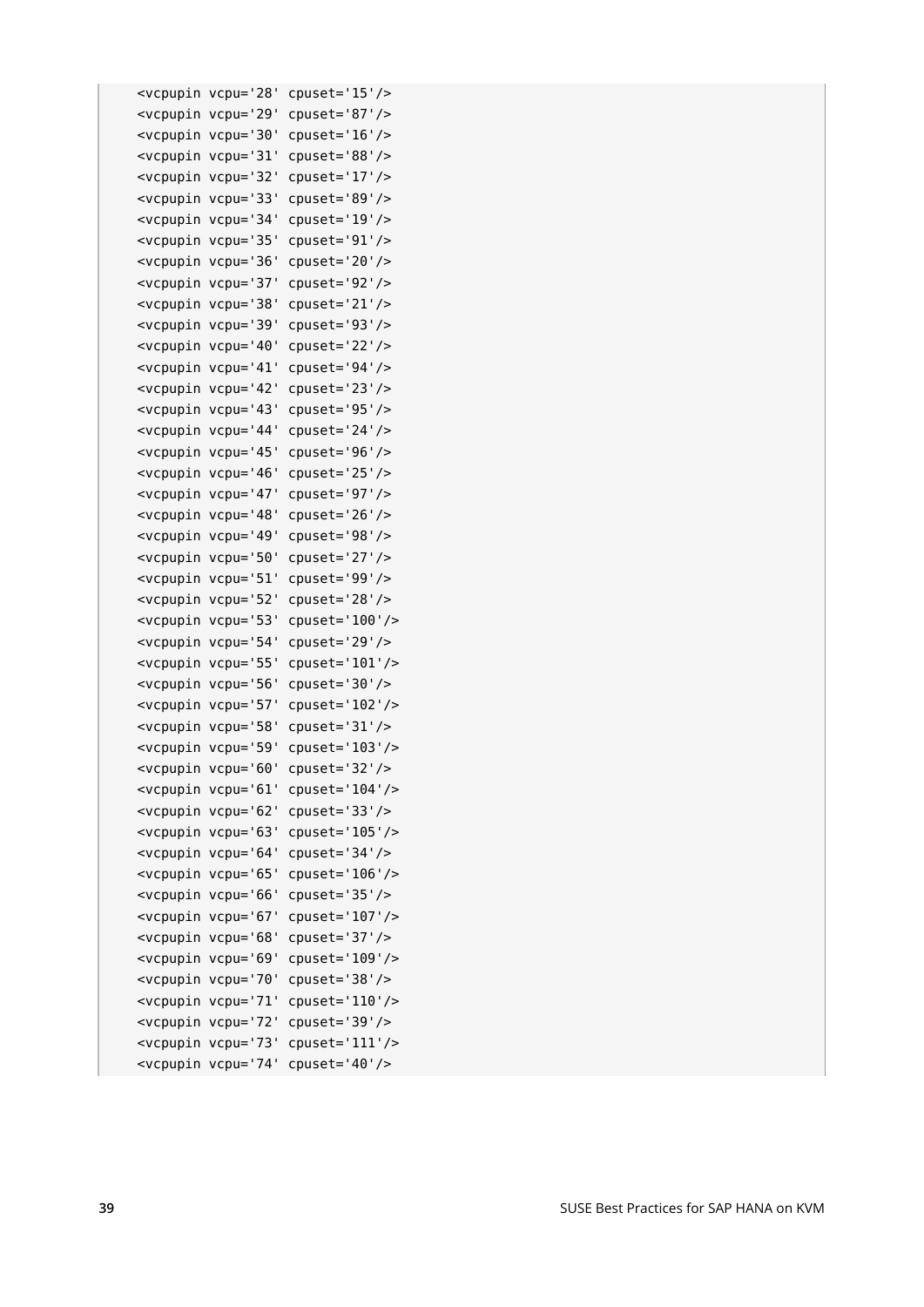```
    <vcpupin vcpu='28' cpuset='15'/>
    <vcpupin vcpu='29' cpuset='87'/>
    <vcpupin vcpu='30' cpuset='16'/>
    <vcpupin vcpu='31' cpuset='88'/>
    <vcpupin vcpu='32' cpuset='17'/>
    <vcpupin vcpu='33' cpuset='89'/>
    <vcpupin vcpu='34' cpuset='19'/>
    <vcpupin vcpu='35' cpuset='91'/>
    <vcpupin vcpu='36' cpuset='20'/>
    <vcpupin vcpu='37' cpuset='92'/>
    <vcpupin vcpu='38' cpuset='21'/>
    <vcpupin vcpu='39' cpuset='93'/>
    <vcpupin vcpu='40' cpuset='22'/>
    <vcpupin vcpu='41' cpuset='94'/>
    <vcpupin vcpu='42' cpuset='23'/>
    <vcpupin vcpu='43' cpuset='95'/>
    <vcpupin vcpu='44' cpuset='24'/>
    <vcpupin vcpu='45' cpuset='96'/>
    <vcpupin vcpu='46' cpuset='25'/>
    <vcpupin vcpu='47' cpuset='97'/>
    <vcpupin vcpu='48' cpuset='26'/>
    <vcpupin vcpu='49' cpuset='98'/>
    <vcpupin vcpu='50' cpuset='27'/>
    <vcpupin vcpu='51' cpuset='99'/>
    <vcpupin vcpu='52' cpuset='28'/>
    <vcpupin vcpu='53' cpuset='100'/>
    <vcpupin vcpu='54' cpuset='29'/>
    <vcpupin vcpu='55' cpuset='101'/>
    <vcpupin vcpu='56' cpuset='30'/>
    <vcpupin vcpu='57' cpuset='102'/>
    <vcpupin vcpu='58' cpuset='31'/>
    <vcpupin vcpu='59' cpuset='103'/>
    <vcpupin vcpu='60' cpuset='32'/>
    <vcpupin vcpu='61' cpuset='104'/>
    <vcpupin vcpu='62' cpuset='33'/>
    <vcpupin vcpu='63' cpuset='105'/>
    <vcpupin vcpu='64' cpuset='34'/>
    <vcpupin vcpu='65' cpuset='106'/>
    <vcpupin vcpu='66' cpuset='35'/>
    <vcpupin vcpu='67' cpuset='107'/>
    <vcpupin vcpu='68' cpuset='37'/>
    <vcpupin vcpu='69' cpuset='109'/>
    <vcpupin vcpu='70' cpuset='38'/>
    <vcpupin vcpu='71' cpuset='110'/>
    <vcpupin vcpu='72' cpuset='39'/>
    <vcpupin vcpu='73' cpuset='111'/>
    <vcpupin vcpu='74' cpuset='40'/>
```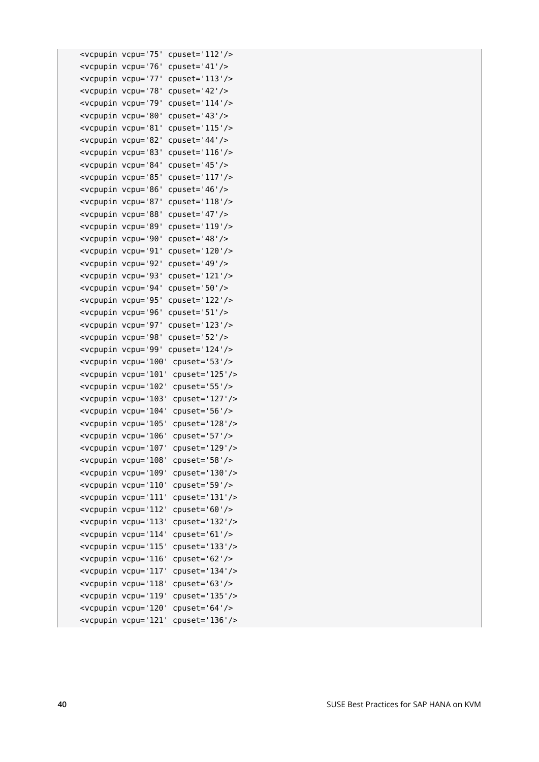```
    <vcpupin vcpu='75' cpuset='112'/>
    <vcpupin vcpu='76' cpuset='41'/>
    <vcpupin vcpu='77' cpuset='113'/>
    <vcpupin vcpu='78' cpuset='42'/>
    <vcpupin vcpu='79' cpuset='114'/>
    <vcpupin vcpu='80' cpuset='43'/>
    <vcpupin vcpu='81' cpuset='115'/>
    <vcpupin vcpu='82' cpuset='44'/>
    <vcpupin vcpu='83' cpuset='116'/>
    <vcpupin vcpu='84' cpuset='45'/>
    <vcpupin vcpu='85' cpuset='117'/>
    <vcpupin vcpu='86' cpuset='46'/>
    <vcpupin vcpu='87' cpuset='118'/>
    <vcpupin vcpu='88' cpuset='47'/>
    <vcpupin vcpu='89' cpuset='119'/>
    <vcpupin vcpu='90' cpuset='48'/>
    <vcpupin vcpu='91' cpuset='120'/>
    <vcpupin vcpu='92' cpuset='49'/>
    <vcpupin vcpu='93' cpuset='121'/>
    <vcpupin vcpu='94' cpuset='50'/>
    <vcpupin vcpu='95' cpuset='122'/>
    <vcpupin vcpu='96' cpuset='51'/>
    <vcpupin vcpu='97' cpuset='123'/>
    <vcpupin vcpu='98' cpuset='52'/>
    <vcpupin vcpu='99' cpuset='124'/>
    <vcpupin vcpu='100' cpuset='53'/>
    <vcpupin vcpu='101' cpuset='125'/>
    <vcpupin vcpu='102' cpuset='55'/>
    <vcpupin vcpu='103' cpuset='127'/>
    <vcpupin vcpu='104' cpuset='56'/>
    <vcpupin vcpu='105' cpuset='128'/>
    <vcpupin vcpu='106' cpuset='57'/>
    <vcpupin vcpu='107' cpuset='129'/>
    <vcpupin vcpu='108' cpuset='58'/>
    <vcpupin vcpu='109' cpuset='130'/>
    <vcpupin vcpu='110' cpuset='59'/>
    <vcpupin vcpu='111' cpuset='131'/>
    <vcpupin vcpu='112' cpuset='60'/>
    <vcpupin vcpu='113' cpuset='132'/>
    <vcpupin vcpu='114' cpuset='61'/>
    <vcpupin vcpu='115' cpuset='133'/>
    <vcpupin vcpu='116' cpuset='62'/>
    <vcpupin vcpu='117' cpuset='134'/>
    <vcpupin vcpu='118' cpuset='63'/>
    <vcpupin vcpu='119' cpuset='135'/>
    <vcpupin vcpu='120' cpuset='64'/>
    <vcpupin vcpu='121' cpuset='136'/>
```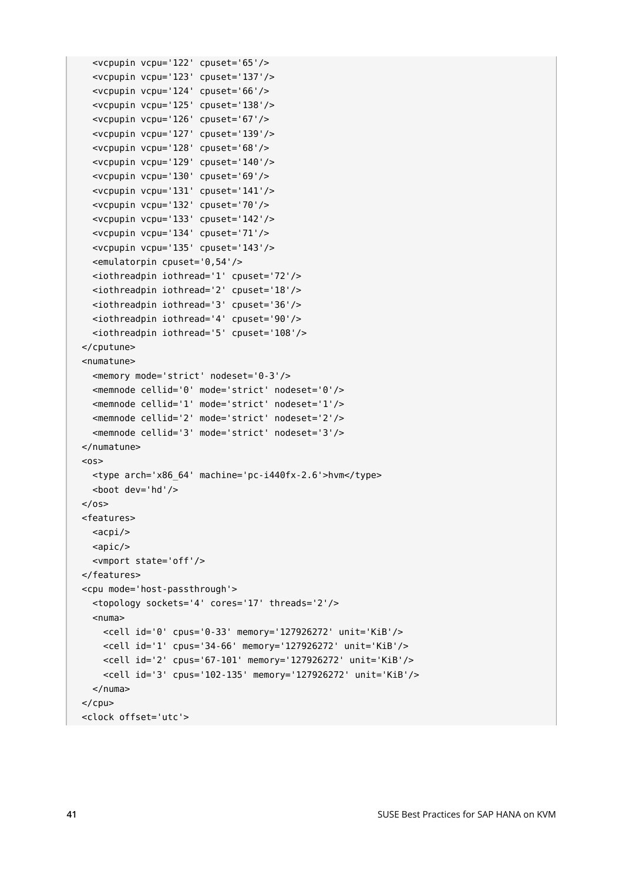```
    <vcpupin vcpu='122' cpuset='65'/>
    <vcpupin vcpu='123' cpuset='137'/>
    <vcpupin vcpu='124' cpuset='66'/>
    <vcpupin vcpu='125' cpuset='138'/>
    <vcpupin vcpu='126' cpuset='67'/>
    <vcpupin vcpu='127' cpuset='139'/>
    <vcpupin vcpu='128' cpuset='68'/>
    <vcpupin vcpu='129' cpuset='140'/>
    <vcpupin vcpu='130' cpuset='69'/>
    <vcpupin vcpu='131' cpuset='141'/>
    <vcpupin vcpu='132' cpuset='70'/>
    <vcpupin vcpu='133' cpuset='142'/>
    <vcpupin vcpu='134' cpuset='71'/>
    <vcpupin vcpu='135' cpuset='143'/>
    <emulatorpin cpuset='0,54'/>
    <iothreadpin iothread='1' cpuset='72'/>
    <iothreadpin iothread='2' cpuset='18'/>
    <iothreadpin iothread='3' cpuset='36'/>
    <iothreadpin iothread='4' cpuset='90'/>
    <iothreadpin iothread='5' cpuset='108'/>
  </cputune>
  <numatune>
    <memory mode='strict' nodeset='0-3'/>
    <memnode cellid='0' mode='strict' nodeset='0'/>
    <memnode cellid='1' mode='strict' nodeset='1'/>
    <memnode cellid='2' mode='strict' nodeset='2'/>
    <memnode cellid='3' mode='strict' nodeset='3'/>
  </numatune>
  <os>
    <type arch='x86_64' machine='pc-i440fx-2.6'>hvm</type>
    <boot dev='hd'/>
  </os>
  <features>
    <acpi/>
    <apic/>
    <vmport state='off'/>
  </features>
  <cpu mode='host-passthrough'>
    <topology sockets='4' cores='17' threads='2'/>
    <numa>
      <cell id='0' cpus='0-33' memory='127926272' unit='KiB'/>
      <cell id='1' cpus='34-66' memory='127926272' unit='KiB'/>
      <cell id='2' cpus='67-101' memory='127926272' unit='KiB'/>
      <cell id='3' cpus='102-135' memory='127926272' unit='KiB'/>
    </numa>
  </cpu>
  <clock offset='utc'>
```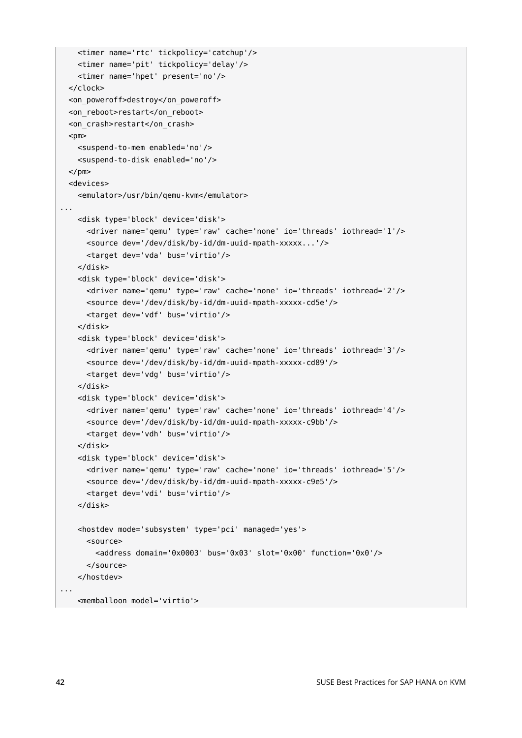```
    <timer name='rtc' tickpolicy='catchup'/>
    <timer name='pit' tickpolicy='delay'/>
    <timer name='hpet' present='no'/>
  </clock>
  <on_poweroff>destroy</on_poweroff>
  <on_reboot>restart</on_reboot>
  <on_crash>restart</on_crash>
  <pm>
    <suspend-to-mem enabled='no'/>
    <suspend-to-disk enabled='no'/>
  </pm>
  <devices>
    <emulator>/usr/bin/qemu-kvm</emulator>
...
    <disk type='block' device='disk'>
      <driver name='qemu' type='raw' cache='none' io='threads' iothread='1'/>
      <source dev='/dev/disk/by-id/dm-uuid-mpath-xxxxx...'/>
      <target dev='vda' bus='virtio'/>
    </disk>
    <disk type='block' device='disk'>
      <driver name='qemu' type='raw' cache='none' io='threads' iothread='2'/>
      <source dev='/dev/disk/by-id/dm-uuid-mpath-xxxxx-cd5e'/>
      <target dev='vdf' bus='virtio'/>
    </disk>
    <disk type='block' device='disk'>
      <driver name='qemu' type='raw' cache='none' io='threads' iothread='3'/>
      <source dev='/dev/disk/by-id/dm-uuid-mpath-xxxxx-cd89'/>
      <target dev='vdg' bus='virtio'/>
    </disk>
    <disk type='block' device='disk'>
      <driver name='qemu' type='raw' cache='none' io='threads' iothread='4'/>
      <source dev='/dev/disk/by-id/dm-uuid-mpath-xxxxx-c9bb'/>
      <target dev='vdh' bus='virtio'/>
    </disk>
    <disk type='block' device='disk'>
      <driver name='qemu' type='raw' cache='none' io='threads' iothread='5'/>
      <source dev='/dev/disk/by-id/dm-uuid-mpath-xxxxx-c9e5'/>
      <target dev='vdi' bus='virtio'/>
    </disk>

    <hostdev mode='subsystem' type='pci' managed='yes'>
      <source>
        <address domain='0x0003' bus='0x03' slot='0x00' function='0x0'/>
      </source>
    </hostdev>
...
    <memballoon model='virtio'>
```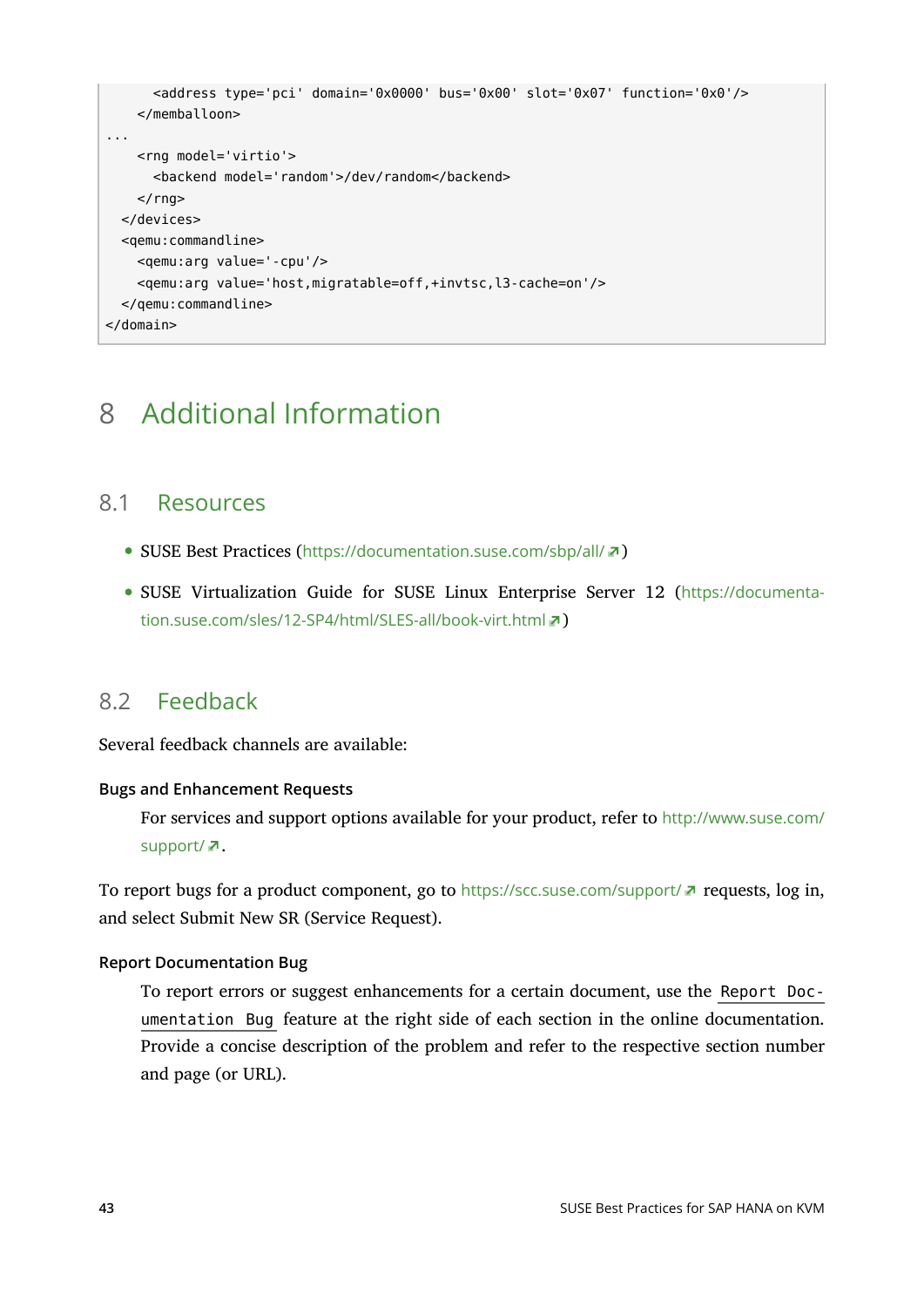```
      <address type='pci' domain='0x0000' bus='0x00' slot='0x07' function='0x0'/>
    </memballoon>
...
    <rng model='virtio'>
      <backend model='random'>/dev/random</backend>
    </rng>
  </devices>
  <qemu:commandline>
    <qemu:arg value='-cpu'/>
    <qemu:arg value='host,migratable=off,+invtsc,l3-cache=on'/>
  </qemu:commandline>
</domain>
```

# 8 Additional Information

## 8.1 Resources

- SUSE Best Practices (https://documentation.suse.com/sbp/all/)
- SUSE Virtualization Guide for SUSE Linux Enterprise Server 12 (https://documentation.suse.com/sles/12-SP4/html/SLES-all/book-virt.html)

## 8.2 Feedback

Several feedback channels are available:

**Bugs and Enhancement Requests**

For services and support options available for your product, refer to http://www.suse.com/support/.

To report bugs for a product component, go to https://scc.suse.com/support/ requests, log in, and select Submit New SR (Service Request).

**Report Documentation Bug**

To report errors or suggest enhancements for a certain document, use the `Report Documentation Bug` feature at the right side of each section in the online documentation. Provide a concise description of the problem and refer to the respective section number and page (or URL).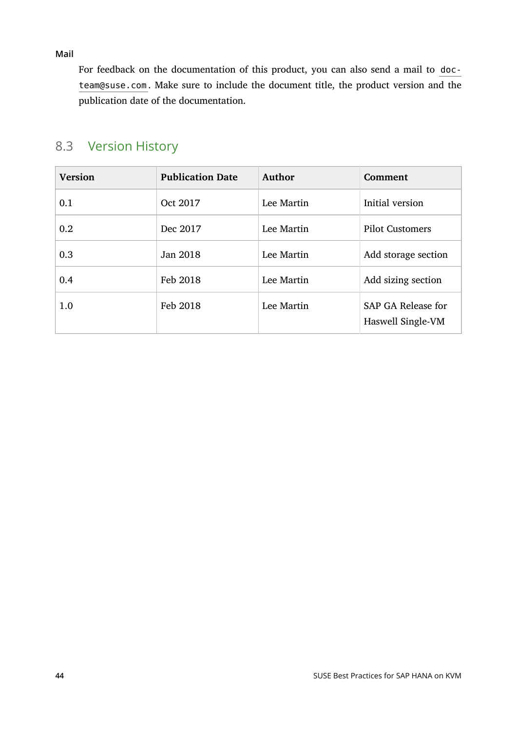**Mail**

For feedback on the documentation of this product, you can also send a mail to `doc-team@suse.com`. Make sure to include the document title, the product version and the publication date of the documentation.

## 8.3 Version History

| Version | Publication Date | Author | Comment |
|---|---|---|---|
| 0.1 | Oct 2017 | Lee Martin | Initial version |
| 0.2 | Dec 2017 | Lee Martin | Pilot Customers |
| 0.3 | Jan 2018 | Lee Martin | Add storage section |
| 0.4 | Feb 2018 | Lee Martin | Add sizing section |
| 1.0 | Feb 2018 | Lee Martin | SAP GA Release for Haswell Single-VM |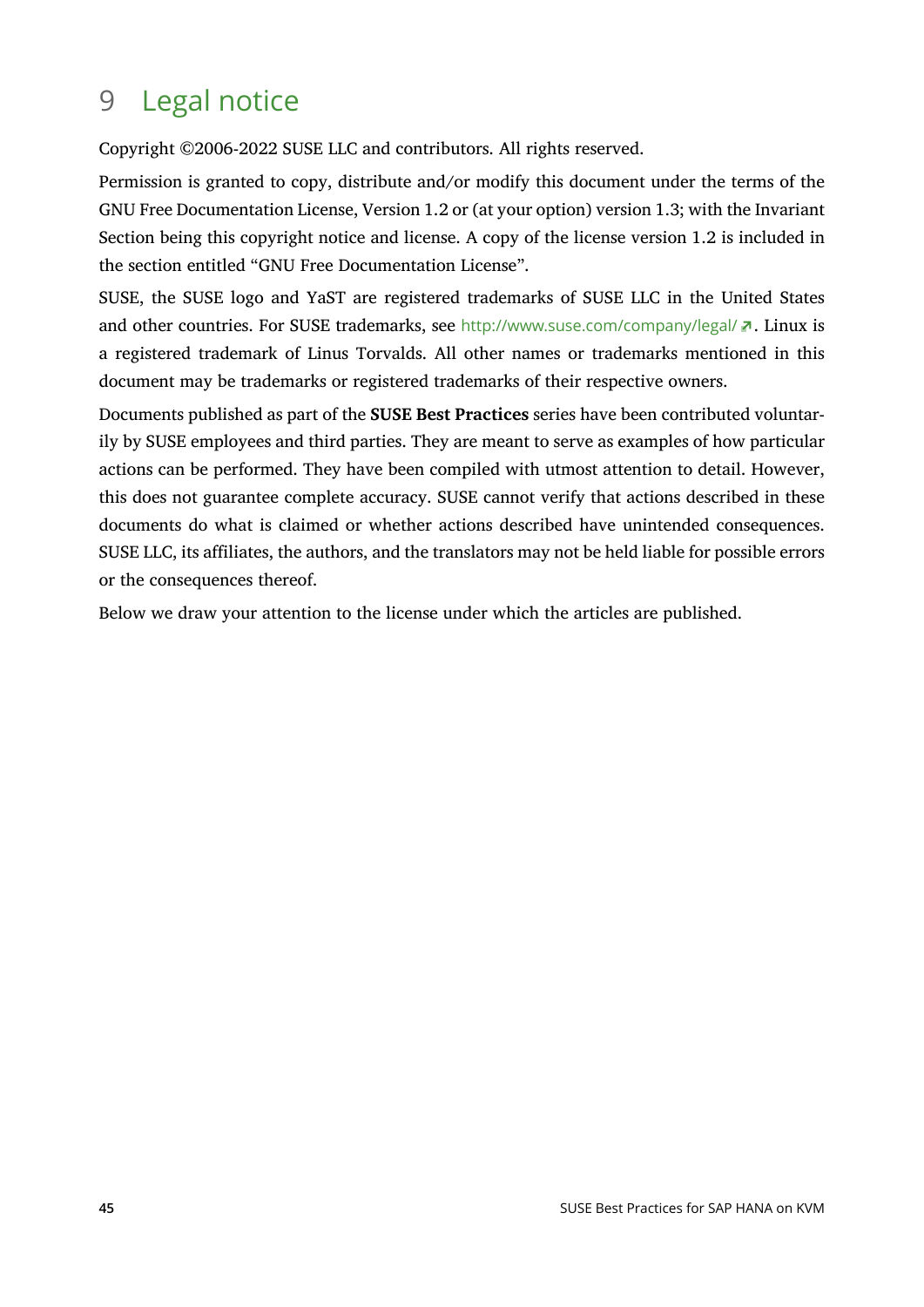# 9 Legal notice

Copyright ©2006-2022 SUSE LLC and contributors. All rights reserved.

Permission is granted to copy, distribute and/or modify this document under the terms of the GNU Free Documentation License, Version 1.2 or (at your option) version 1.3; with the Invariant Section being this copyright notice and license. A copy of the license version 1.2 is included in the section entitled "GNU Free Documentation License".

SUSE, the SUSE logo and YaST are registered trademarks of SUSE LLC in the United States and other countries. For SUSE trademarks, see http://www.suse.com/company/legal/. Linux is a registered trademark of Linus Torvalds. All other names or trademarks mentioned in this document may be trademarks or registered trademarks of their respective owners.

Documents published as part of the **SUSE Best Practices** series have been contributed voluntarily by SUSE employees and third parties. They are meant to serve as examples of how particular actions can be performed. They have been compiled with utmost attention to detail. However, this does not guarantee complete accuracy. SUSE cannot verify that actions described in these documents do what is claimed or whether actions described have unintended consequences. SUSE LLC, its affiliates, the authors, and the translators may not be held liable for possible errors or the consequences thereof.

Below we draw your attention to the license under which the articles are published.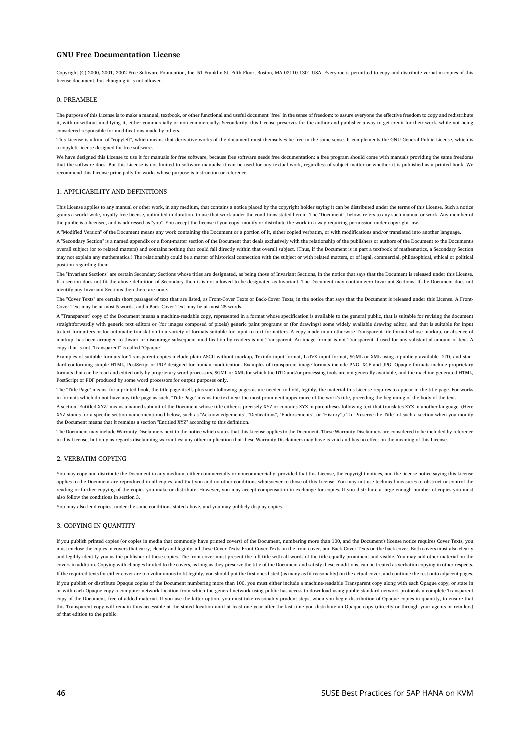## GNU Free Documentation License

Copyright (C) 2000, 2001, 2002 Free Software Foundation, Inc. 51 Franklin St, Fifth Floor, Boston, MA 02110-1301 USA. Everyone is permitted to copy and distribute verbatim copies of this license document, but changing it is not allowed.

### 0. PREAMBLE

The purpose of this License is to make a manual, textbook, or other functional and useful document "free" in the sense of freedom: to assure everyone the effective freedom to copy and redistribute it, with or without modifying it, either commercially or non-commercially. Secondarily, this License preserves for the author and publisher a way to get credit for their work, while not being considered responsible for modifications made by others.

This License is a kind of "copyleft", which means that derivative works of the document must themselves be free in the same sense. It complements the GNU General Public License, which is a copyleft license designed for free software.

We have designed this License to use it for manuals for free software, because free software needs free documentation: a free program should come with manuals providing the same freedoms that the software does. But this License is not limited to software manuals; it can be used for any textual work, regardless of subject matter or whether it is published as a printed book. We recommend this License principally for works whose purpose is instruction or reference.

### 1. APPLICABILITY AND DEFINITIONS

This License applies to any manual or other work, in any medium, that contains a notice placed by the copyright holder saying it can be distributed under the terms of this License. Such a notice grants a world-wide, royalty-free license, unlimited in duration, to use that work under the conditions stated herein. The "Document", below, refers to any such manual or work. Any member of the public is a licensee, and is addressed as "you". You accept the license if you copy, modify or distribute the work in a way requiring permission under copyright law.

A "Modified Version" of the Document means any work containing the Document or a portion of it, either copied verbatim, or with modifications and/or translated into another language.

A "Secondary Section" is a named appendix or a front-matter section of the Document that deals exclusively with the relationship of the publishers or authors of the Document to the Document's overall subject (or to related matters) and contains nothing that could fall directly within that overall subject. (Thus, if the Document is in part a textbook of mathematics, a Secondary Section may not explain any mathematics.) The relationship could be a matter of historical connection with the subject or with related matters, or of legal, commercial, philosophical, ethical or political position regarding them.

The "Invariant Sections" are certain Secondary Sections whose titles are designated, as being those of Invariant Sections, in the notice that says that the Document is released under this License. If a section does not fit the above definition of Secondary then it is not allowed to be designated as Invariant. The Document may contain zero Invariant Sections. If the Document does not identify any Invariant Sections then there are none.

The "Cover Texts" are certain short passages of text that are listed, as Front-Cover Texts or Back-Cover Texts, in the notice that says that the Document is released under this License. A Front-Cover Text may be at most 5 words, and a Back-Cover Text may be at most 25 words.

A "Transparent" copy of the Document means a machine-readable copy, represented in a format whose specification is available to the general public, that is suitable for revising the document straightforwardly with generic text editors or (for images composed of pixels) generic paint programs or (for drawings) some widely available drawing editor, and that is suitable for input to text formatters or for automatic translation to a variety of formats suitable for input to text formatters. A copy made in an otherwise Transparent file format whose markup, or absence of markup, has been arranged to thwart or discourage subsequent modification by readers is not Transparent. An image format is not Transparent if used for any substantial amount of text. A copy that is not "Transparent" is called "Opaque".

Examples of suitable formats for Transparent copies include plain ASCII without markup, Texinfo input format, LaTeX input format, SGML or XML using a publicly available DTD, and standard-conforming simple HTML, PostScript or PDF designed for human modification. Examples of transparent image formats include PNG, XCF and JPG. Opaque formats include proprietary formats that can be read and edited only by proprietary word processors, SGML or XML for which the DTD and/or processing tools are not generally available, and the machine-generated HTML, PostScript or PDF produced by some word processors for output purposes only.

The "Title Page" means, for a printed book, the title page itself, plus such following pages as are needed to hold, legibly, the material this License requires to appear in the title page. For works in formats which do not have any title page as such, "Title Page" means the text near the most prominent appearance of the work's title, preceding the beginning of the body of the text.

A section "Entitled XYZ" means a named subunit of the Document whose title either is precisely XYZ or contains XYZ in parentheses following text that translates XYZ in another language. (Here XYZ stands for a specific section name mentioned below, such as "Acknowledgements", "Dedications", "Endorsements", or "History".) To "Preserve the Title" of such a section when you modify the Document means that it remains a section "Entitled XYZ" according to this definition.

The Document may include Warranty Disclaimers next to the notice which states that this License applies to the Document. These Warranty Disclaimers are considered to be included by reference in this License, but only as regards disclaiming warranties: any other implication that these Warranty Disclaimers may have is void and has no effect on the meaning of this License.

### 2. VERBATIM COPYING

You may copy and distribute the Document in any medium, either commercially or noncommercially, provided that this License, the copyright notices, and the license notice saying this License applies to the Document are reproduced in all copies, and that you add no other conditions whatsoever to those of this License. You may not use technical measures to obstruct or control the reading or further copying of the copies you make or distribute. However, you may accept compensation in exchange for copies. If you distribute a large enough number of copies you must also follow the conditions in section 3.

You may also lend copies, under the same conditions stated above, and you may publicly display copies.

### 3. COPYING IN QUANTITY

If you publish printed copies (or copies in media that commonly have printed covers) of the Document, numbering more than 100, and the Document's license notice requires Cover Texts, you must enclose the copies in covers that carry, clearly and legibly, all these Cover Texts: Front-Cover Texts on the front cover, and Back-Cover Texts on the back cover. Both covers must also clearly and legibly identify you as the publisher of these copies. The front cover must present the full title with all words of the title equally prominent and visible. You may add other material on the covers in addition. Copying with changes limited to the covers, as long as they preserve the title of the Document and satisfy these conditions, can be treated as verbatim copying in other respects.

If the required texts for either cover are too voluminous to fit legibly, you should put the first ones listed (as many as fit reasonably) on the actual cover, and continue the rest onto adjacent pages.

If you publish or distribute Opaque copies of the Document numbering more than 100, you must either include a machine-readable Transparent copy along with each Opaque copy, or state in or with each Opaque copy a computer-network location from which the general network-using public has access to download using public-standard network protocols a complete Transparent copy of the Document, free of added material. If you use the latter option, you must take reasonably prudent steps, when you begin distribution of Opaque copies in quantity, to ensure that this Transparent copy will remain thus accessible at the stated location until at least one year after the last time you distribute an Opaque copy (directly or through your agents or retailers) of that edition to the public.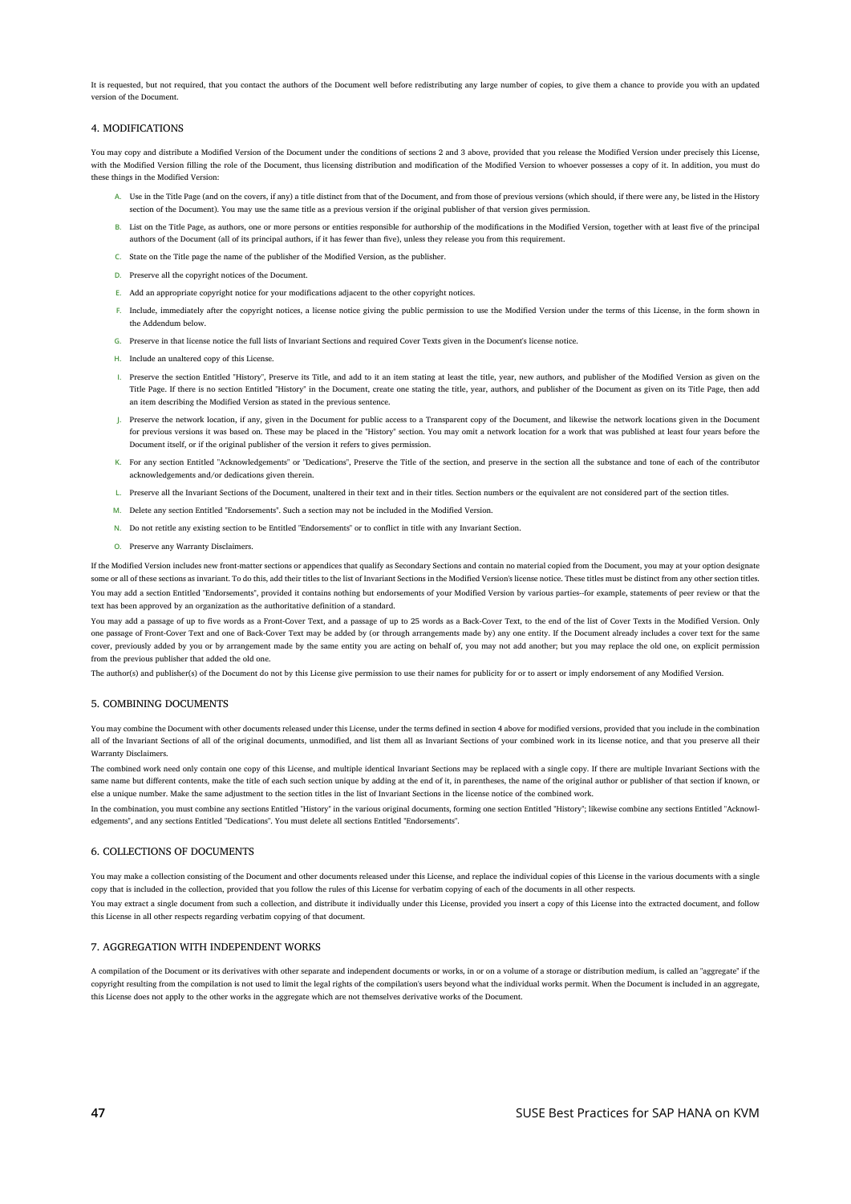It is requested, but not required, that you contact the authors of the Document well before redistributing any large number of copies, to give them a chance to provide you with an updated version of the Document.

## 4. MODIFICATIONS

You may copy and distribute a Modified Version of the Document under the conditions of sections 2 and 3 above, provided that you release the Modified Version under precisely this License, with the Modified Version filling the role of the Document, thus licensing distribution and modification of the Modified Version to whoever possesses a copy of it. In addition, you must do these things in the Modified Version:

A. Use in the Title Page (and on the covers, if any) a title distinct from that of the Document, and from those of previous versions (which should, if there were any, be listed in the History section of the Document). You may use the same title as a previous version if the original publisher of that version gives permission.

B. List on the Title Page, as authors, one or more persons or entities responsible for authorship of the modifications in the Modified Version, together with at least five of the principal authors of the Document (all of its principal authors, if it has fewer than five), unless they release you from this requirement.

C. State on the Title page the name of the publisher of the Modified Version, as the publisher.

D. Preserve all the copyright notices of the Document.

E. Add an appropriate copyright notice for your modifications adjacent to the other copyright notices.

F. Include, immediately after the copyright notices, a license notice giving the public permission to use the Modified Version under the terms of this License, in the form shown in the Addendum below.

G. Preserve in that license notice the full lists of Invariant Sections and required Cover Texts given in the Document's license notice.

H. Include an unaltered copy of this License.

I. Preserve the section Entitled "History", Preserve its Title, and add to it an item stating at least the title, year, new authors, and publisher of the Modified Version as given on the Title Page. If there is no section Entitled "History" in the Document, create one stating the title, year, authors, and publisher of the Document as given on its Title Page, then add an item describing the Modified Version as stated in the previous sentence.

J. Preserve the network location, if any, given in the Document for public access to a Transparent copy of the Document, and likewise the network locations given in the Document for previous versions it was based on. These may be placed in the "History" section. You may omit a network location for a work that was published at least four years before the Document itself, or if the original publisher of the version it refers to gives permission.

K. For any section Entitled "Acknowledgements" or "Dedications", Preserve the Title of the section, and preserve in the section all the substance and tone of each of the contributor acknowledgements and/or dedications given therein.

L. Preserve all the Invariant Sections of the Document, unaltered in their text and in their titles. Section numbers or the equivalent are not considered part of the section titles.

M. Delete any section Entitled "Endorsements". Such a section may not be included in the Modified Version.

N. Do not retitle any existing section to be Entitled "Endorsements" or to conflict in title with any Invariant Section.

O. Preserve any Warranty Disclaimers.

If the Modified Version includes new front-matter sections or appendices that qualify as Secondary Sections and contain no material copied from the Document, you may at your option designate some or all of these sections as invariant. To do this, add their titles to the list of Invariant Sections in the Modified Version's license notice. These titles must be distinct from any other section titles.

You may add a section Entitled "Endorsements", provided it contains nothing but endorsements of your Modified Version by various parties--for example, statements of peer review or that the text has been approved by an organization as the authoritative definition of a standard.

You may add a passage of up to five words as a Front-Cover Text, and a passage of up to 25 words as a Back-Cover Text, to the end of the list of Cover Texts in the Modified Version. Only one passage of Front-Cover Text and one of Back-Cover Text may be added by (or through arrangements made by) any one entity. If the Document already includes a cover text for the same cover, previously added by you or by arrangement made by the same entity you are acting on behalf of, you may not add another; but you may replace the old one, on explicit permission from the previous publisher that added the old one.

The author(s) and publisher(s) of the Document do not by this License give permission to use their names for publicity for or to assert or imply endorsement of any Modified Version.

## 5. COMBINING DOCUMENTS

You may combine the Document with other documents released under this License, under the terms defined in section 4 above for modified versions, provided that you include in the combination all of the Invariant Sections of all of the original documents, unmodified, and list them all as Invariant Sections of your combined work in its license notice, and that you preserve all their Warranty Disclaimers.

The combined work need only contain one copy of this License, and multiple identical Invariant Sections may be replaced with a single copy. If there are multiple Invariant Sections with the same name but different contents, make the title of each such section unique by adding at the end of it, in parentheses, the name of the original author or publisher of that section if known, or else a unique number. Make the same adjustment to the section titles in the list of Invariant Sections in the license notice of the combined work.

In the combination, you must combine any sections Entitled "History" in the various original documents, forming one section Entitled "History"; likewise combine any sections Entitled "Acknowledgements", and any sections Entitled "Dedications". You must delete all sections Entitled "Endorsements".

## 6. COLLECTIONS OF DOCUMENTS

You may make a collection consisting of the Document and other documents released under this License, and replace the individual copies of this License in the various documents with a single copy that is included in the collection, provided that you follow the rules of this License for verbatim copying of each of the documents in all other respects.

You may extract a single document from such a collection, and distribute it individually under this License, provided you insert a copy of this License into the extracted document, and follow this License in all other respects regarding verbatim copying of that document.

## 7. AGGREGATION WITH INDEPENDENT WORKS

A compilation of the Document or its derivatives with other separate and independent documents or works, in or on a volume of a storage or distribution medium, is called an "aggregate" if the copyright resulting from the compilation is not used to limit the legal rights of the compilation's users beyond what the individual works permit. When the Document is included in an aggregate, this License does not apply to the other works in the aggregate which are not themselves derivative works of the Document.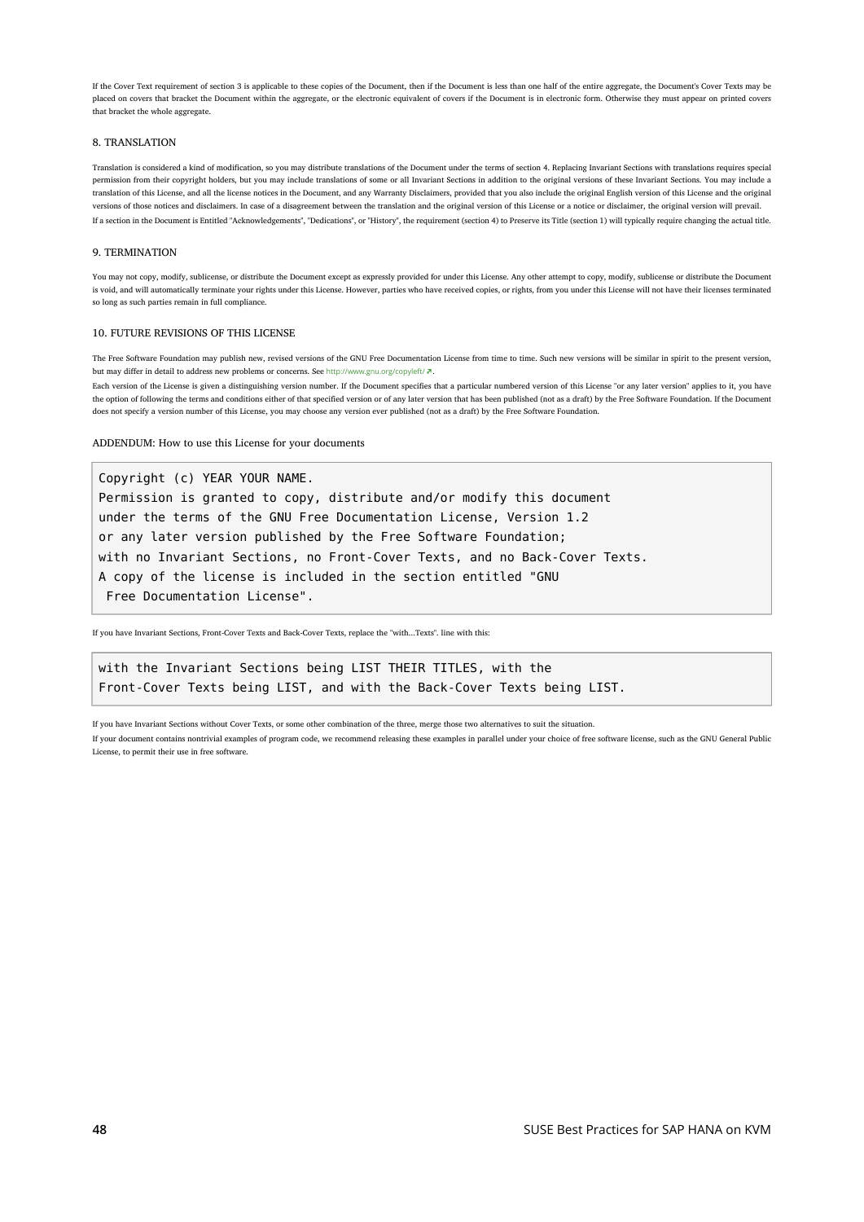If the Cover Text requirement of section 3 is applicable to these copies of the Document, then if the Document is less than one half of the entire aggregate, the Document's Cover Texts may be placed on covers that bracket the Document within the aggregate, or the electronic equivalent of covers if the Document is in electronic form. Otherwise they must appear on printed covers that bracket the whole aggregate.

## 8. TRANSLATION

Translation is considered a kind of modification, so you may distribute translations of the Document under the terms of section 4. Replacing Invariant Sections with translations requires special permission from their copyright holders, but you may include translations of some or all Invariant Sections in addition to the original versions of these Invariant Sections. You may include a translation of this License, and all the license notices in the Document, and any Warranty Disclaimers, provided that you also include the original English version of this License and the original versions of those notices and disclaimers. In case of a disagreement between the translation and the original version of this License or a notice or disclaimer, the original version will prevail.

If a section in the Document is Entitled "Acknowledgements", "Dedications", or "History", the requirement (section 4) to Preserve its Title (section 1) will typically require changing the actual title.

## 9. TERMINATION

You may not copy, modify, sublicense, or distribute the Document except as expressly provided for under this License. Any other attempt to copy, modify, sublicense or distribute the Document is void, and will automatically terminate your rights under this License. However, parties who have received copies, or rights, from you under this License will not have their licenses terminated so long as such parties remain in full compliance.

## 10. FUTURE REVISIONS OF THIS LICENSE

The Free Software Foundation may publish new, revised versions of the GNU Free Documentation License from time to time. Such new versions will be similar in spirit to the present version, but may differ in detail to address new problems or concerns. See http://www.gnu.org/copyleft/ ↗.

Each version of the License is given a distinguishing version number. If the Document specifies that a particular numbered version of this License "or any later version" applies to it, you have the option of following the terms and conditions either of that specified version or of any later version that has been published (not as a draft) by the Free Software Foundation. If the Document does not specify a version number of this License, you may choose any version ever published (not as a draft) by the Free Software Foundation.

## ADDENDUM: How to use this License for your documents

```
Copyright (c) YEAR YOUR NAME.
Permission is granted to copy, distribute and/or modify this document
under the terms of the GNU Free Documentation License, Version 1.2
or any later version published by the Free Software Foundation;
with no Invariant Sections, no Front-Cover Texts, and no Back-Cover Texts.
A copy of the license is included in the section entitled "GNU
 Free Documentation License".
```

If you have Invariant Sections, Front-Cover Texts and Back-Cover Texts, replace the "with...Texts". line with this:

```
with the Invariant Sections being LIST THEIR TITLES, with the
Front-Cover Texts being LIST, and with the Back-Cover Texts being LIST.
```

If you have Invariant Sections without Cover Texts, or some other combination of the three, merge those two alternatives to suit the situation.

If your document contains nontrivial examples of program code, we recommend releasing these examples in parallel under your choice of free software license, such as the GNU General Public License, to permit their use in free software.